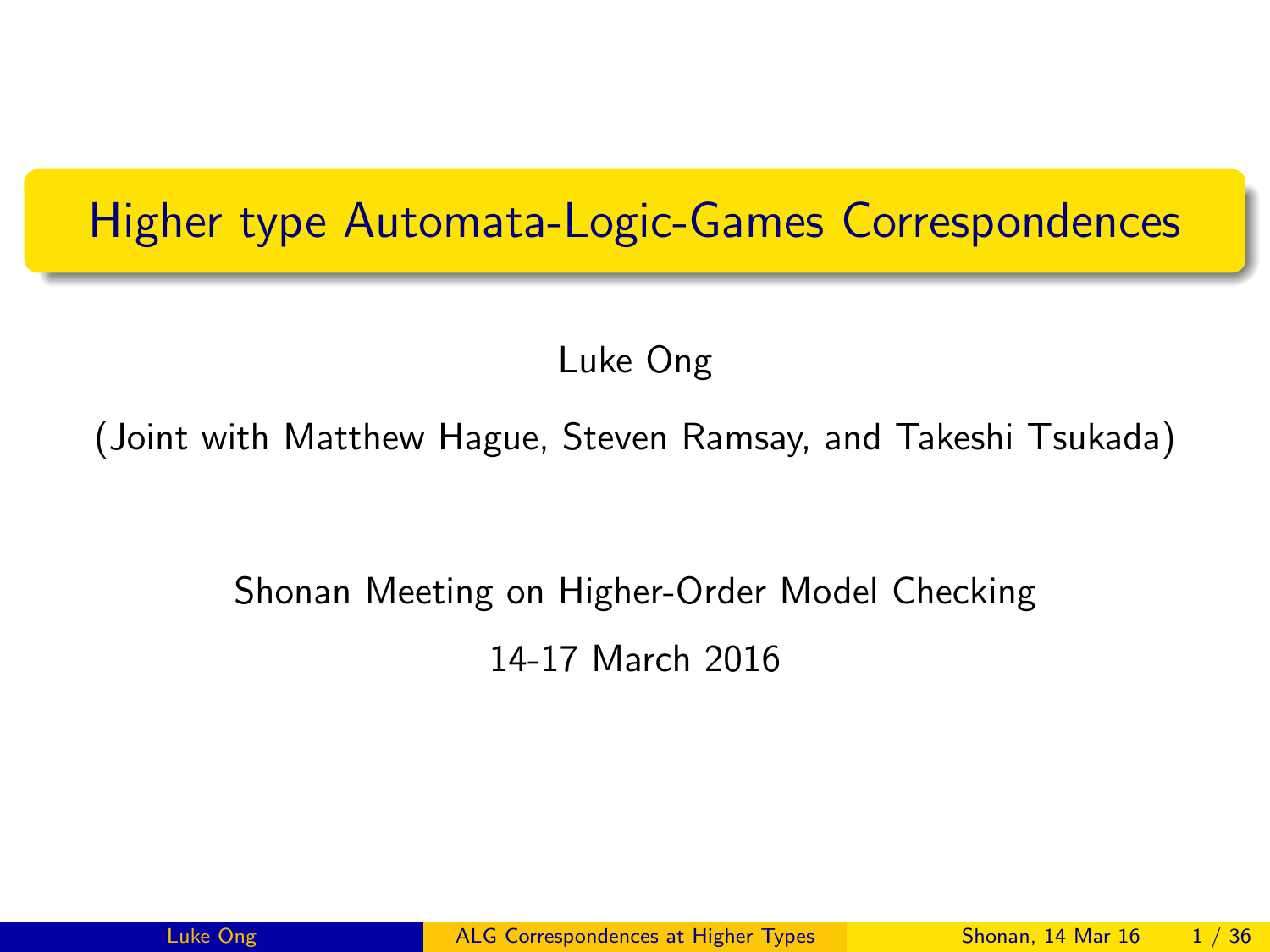# Higher type Automata-Logic-Games Correspondences

Luke Ong

(Joint with Matthew Hague, Steven Ramsay, and Takeshi Tsukada)

Shonan Meeting on Higher-Order Model Checking

14-17 March 2016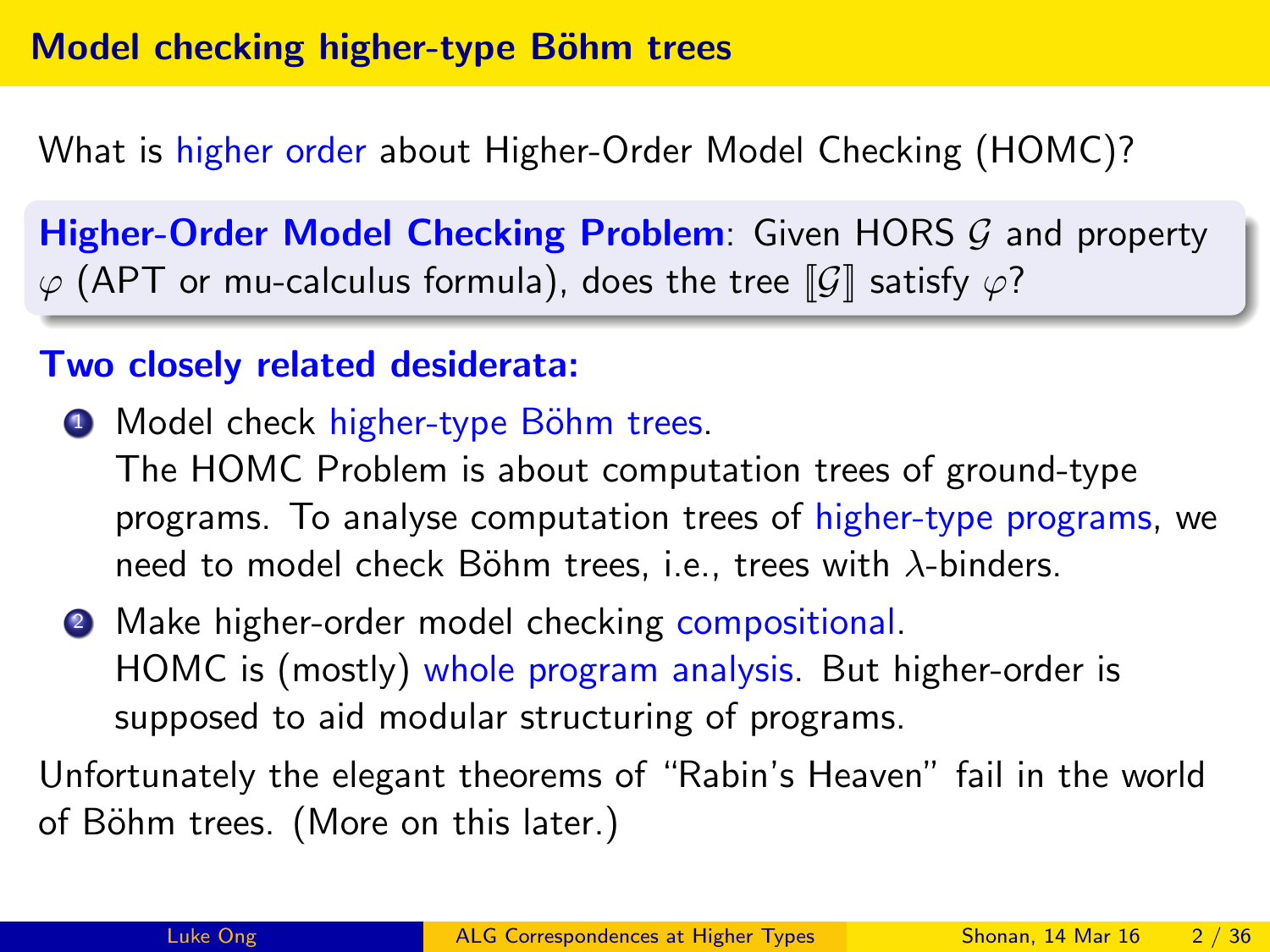## Model checking higher-type Böhm trees

What is higher order about Higher-Order Model Checking (HOMC)?

**Higher-Order Model Checking Problem**: Given HORS $\mathcal{G}$ and property $\varphi$ (APT or mu-calculus formula), does the tree $[\![\mathcal{G}]\!]$ satisfy $\varphi$?

**Two closely related desiderata:**

1. Model check higher-type Böhm trees.
   The HOMC Problem is about computation trees of ground-type programs. To analyse computation trees of higher-type programs, we need to model check Böhm trees, i.e., trees with $\lambda$-binders.
2. Make higher-order model checking compositional.
   HOMC is (mostly) whole program analysis. But higher-order is supposed to aid modular structuring of programs.

Unfortunately the elegant theorems of "Rabin's Heaven" fail in the world of Böhm trees. (More on this later.)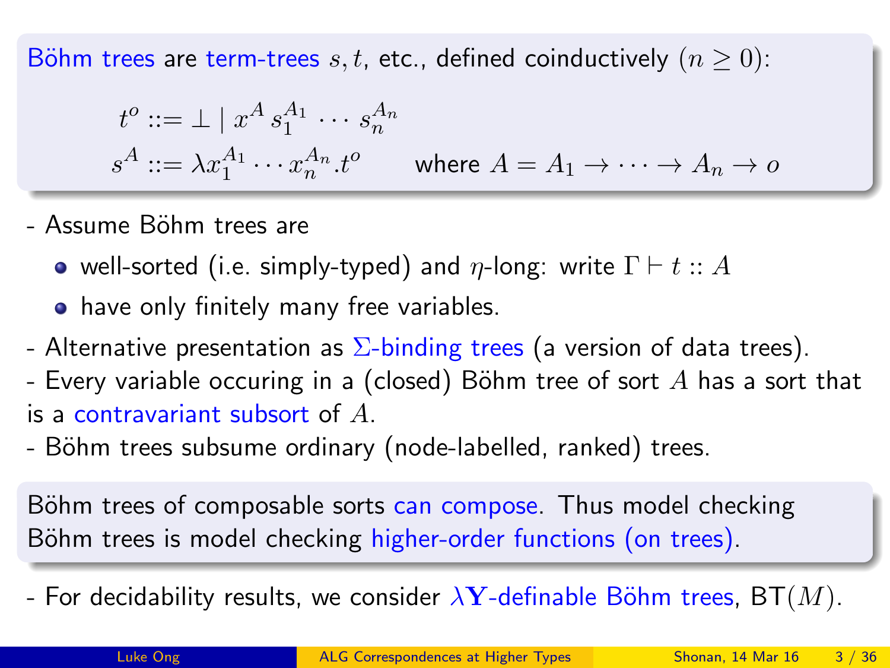Böhm trees are term-trees $s, t$, etc., defined coinductively ($n \geq 0$):

$$t^o ::= \bot \mid x^A \, s_1^{A_1} \cdots s_n^{A_n}$$

$$s^A ::= \lambda x_1^{A_1} \cdots x_n^{A_n}.t^o \qquad \text{where } A = A_1 \to \cdots \to A_n \to o$$

- Assume Böhm trees are
  - well-sorted (i.e. simply-typed) and $\eta$-long: write $\Gamma \vdash t :: A$
  - have only finitely many free variables.
- Alternative presentation as $\Sigma$-binding trees (a version of data trees).
- Every variable occuring in a (closed) Böhm tree of sort $A$ has a sort that is a contravariant subsort of $A$.
- Böhm trees subsume ordinary (node-labelled, ranked) trees.

Böhm trees of composable sorts can compose. Thus model checking Böhm trees is model checking higher-order functions (on trees).

- For decidability results, we consider $\lambda\mathbf{Y}$-definable Böhm trees, $\mathsf{BT}(M)$.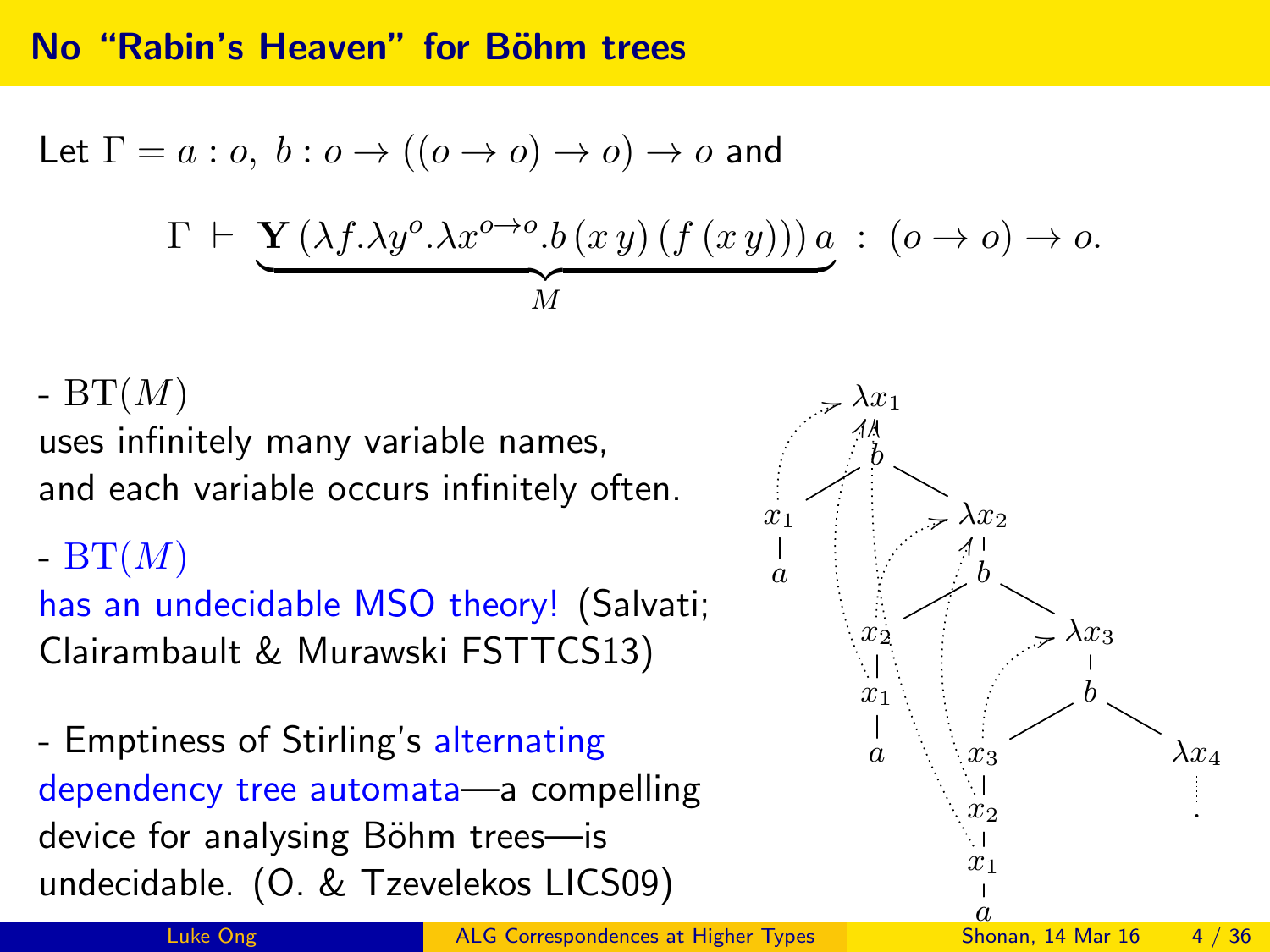## No "Rabin's Heaven" for Böhm trees

Let $\Gamma = a : o,\ b : o \to ((o \to o) \to o) \to o$ and

$$\Gamma \ \vdash \ \underbrace{\mathbf{Y}\,(\lambda f.\lambda y^{o}.\lambda x^{o\to o}.b\,(x\,y)\,(f\,(x\,y)))\,a}_{M} \ : \ (o \to o) \to o.$$

- $\mathrm{BT}(M)$ uses infinitely many variable names, and each variable occurs infinitely often.

- $\mathrm{BT}(M)$ has an undecidable MSO theory! (Salvati; Clairambault & Murawski FSTTCS13)

- Emptiness of Stirling's alternating dependency tree automata—a compelling device for analysing Böhm trees—is undecidable. (O. & Tzevelekos LICS09)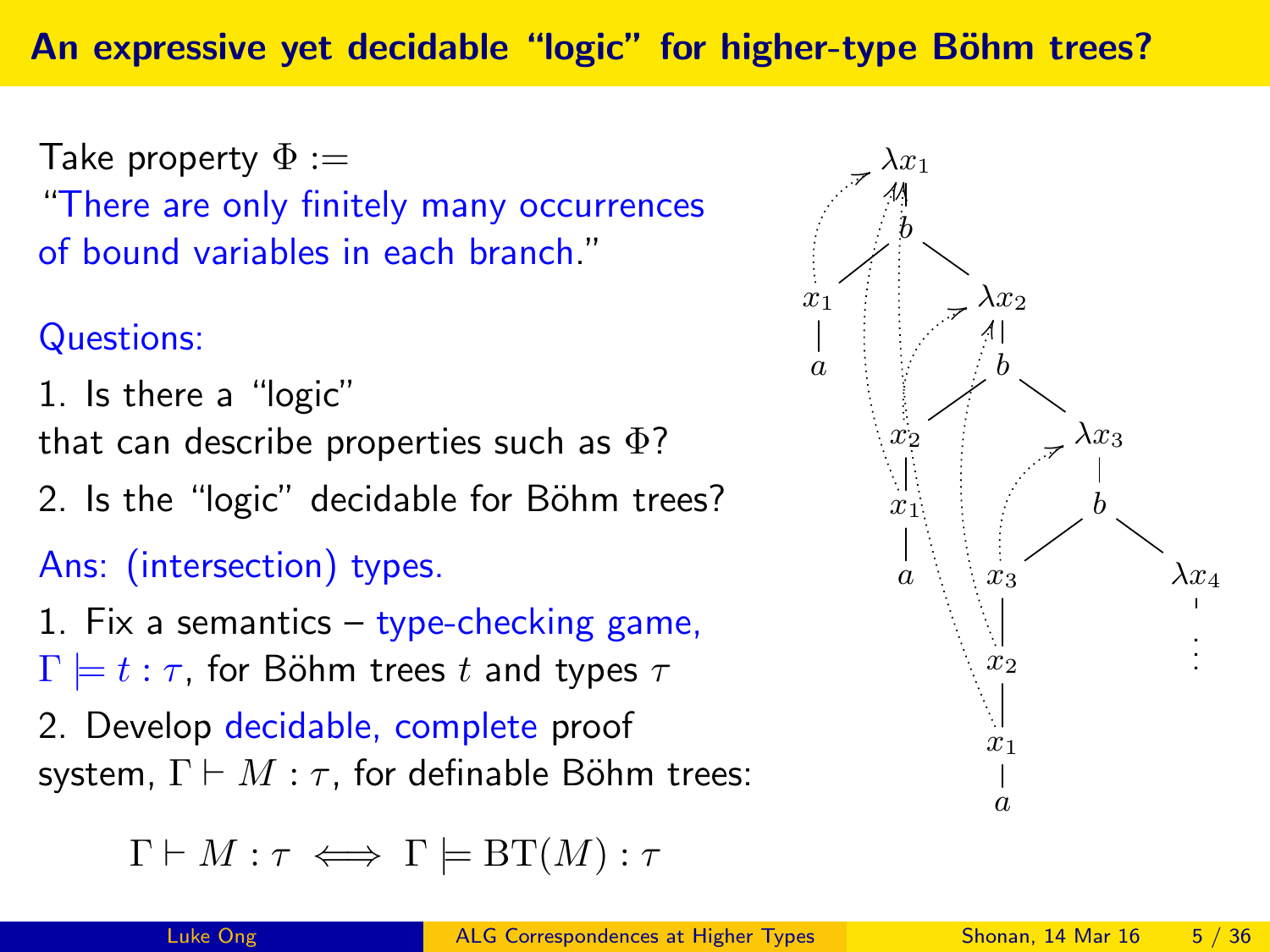# An expressive yet decidable "logic" for higher-type Böhm trees?

Take property $\Phi :=$
"There are only finitely many occurrences of bound variables in each branch."

Questions:

1. Is there a "logic" that can describe properties such as $\Phi$?
2. Is the "logic" decidable for Böhm trees?

Ans: (intersection) types.

1. Fix a semantics – type-checking game, $\Gamma \models t : \tau$, for Böhm trees $t$ and types $\tau$
2. Develop decidable, complete proof system, $\Gamma \vdash M : \tau$, for definable Böhm trees:

$$\Gamma \vdash M : \tau \iff \Gamma \models \mathrm{BT}(M) : \tau$$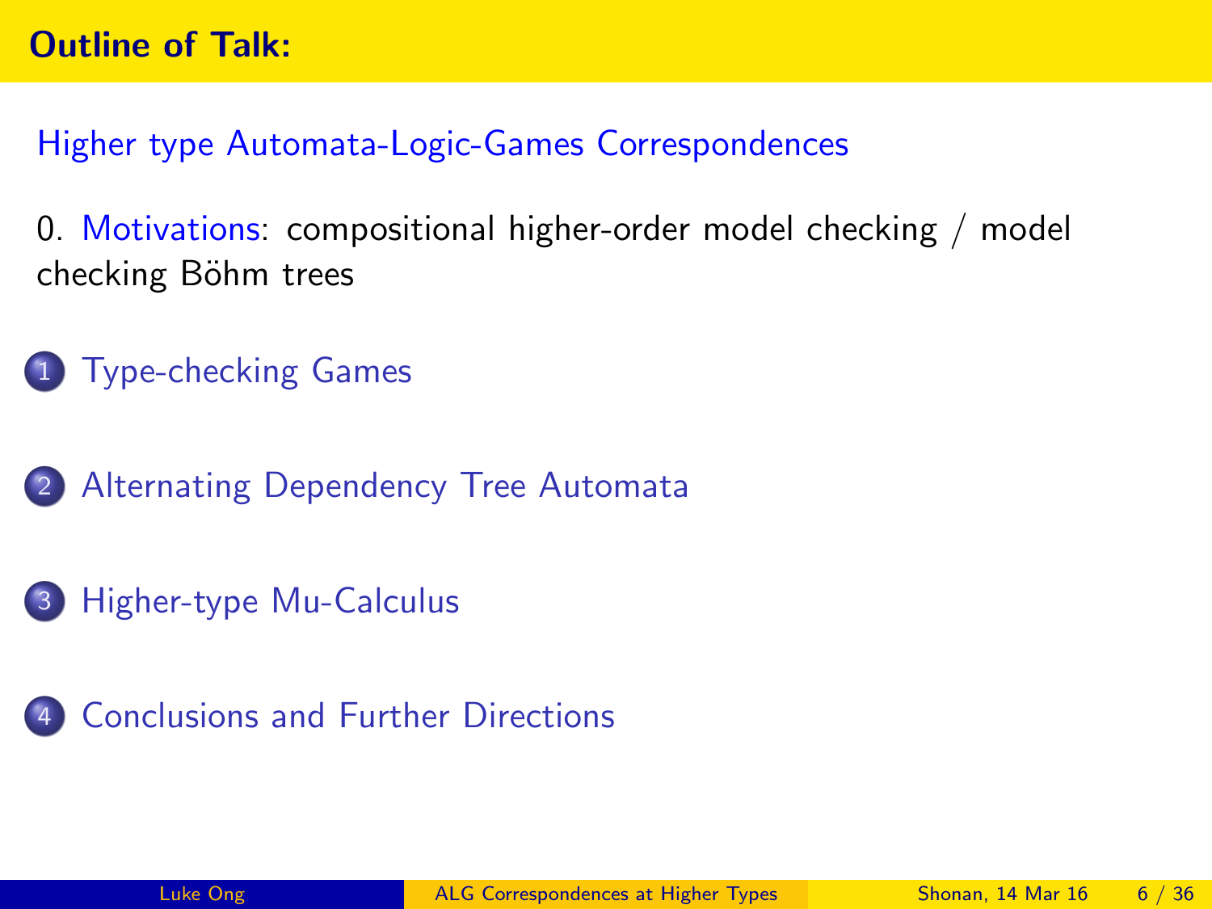## Outline of Talk:

Higher type Automata-Logic-Games Correspondences

0. Motivations: compositional higher-order model checking / model checking Böhm trees

1. Type-checking Games

2. Alternating Dependency Tree Automata

3. Higher-type Mu-Calculus

4. Conclusions and Further Directions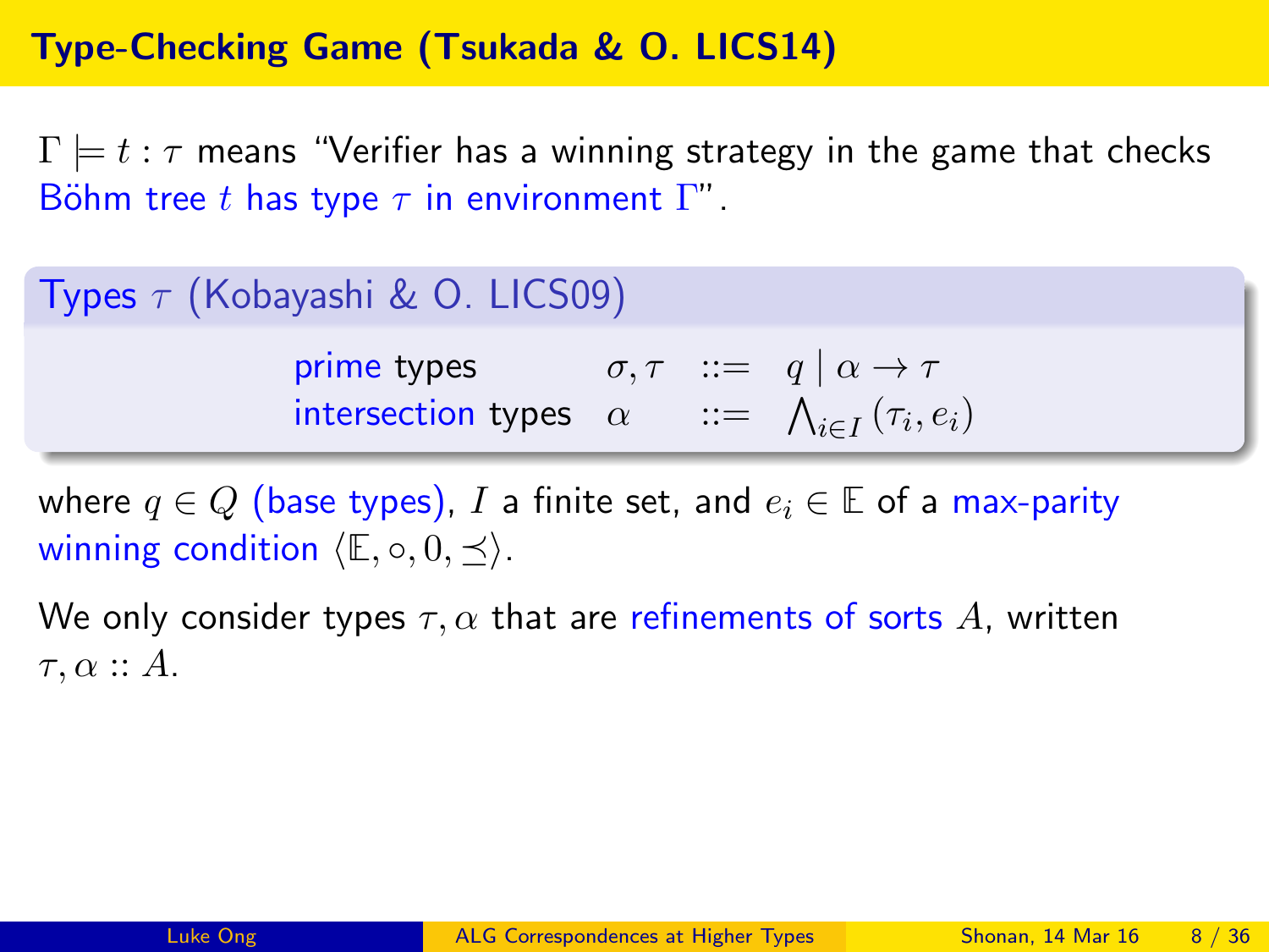# Type-Checking Game (Tsukada & O. LICS14)

$\Gamma \models t : \tau$ means "Verifier has a winning strategy in the game that checks Böhm tree $t$ has type $\tau$ in environment $\Gamma$".

**Types $\tau$ (Kobayashi & O. LICS09)**

| | | | |
|---|---|---|---|
| prime types | $\sigma, \tau$ | $::=$ | $q \mid \alpha \to \tau$ |
| intersection types | $\alpha$ | $::=$ | $\bigwedge_{i \in I} (\tau_i, e_i)$ |

where $q \in Q$ (base types), $I$ a finite set, and $e_i \in \mathbb{E}$ of a max-parity winning condition $\langle \mathbb{E}, \circ, 0, \preceq \rangle$.

We only consider types $\tau, \alpha$ that are refinements of sorts $A$, written $\tau, \alpha :: A$.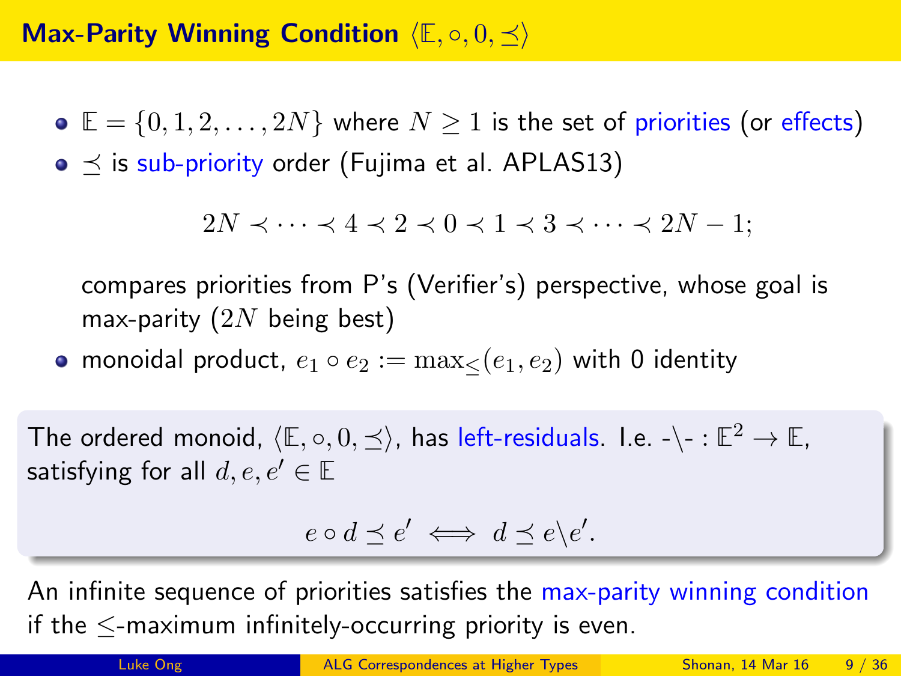# Max-Parity Winning Condition $\langle \mathbb{E}, \circ, 0, \preceq \rangle$

- $\mathbb{E} = \{0, 1, 2, \ldots, 2N\}$ where $N \geq 1$ is the set of priorities (or effects)
- $\preceq$ is sub-priority order (Fujima et al. APLAS13)

  $$2N \prec \cdots \prec 4 \prec 2 \prec 0 \prec 1 \prec 3 \prec \cdots \prec 2N - 1;$$

  compares priorities from P's (Verifier's) perspective, whose goal is max-parity ($2N$ being best)
- monoidal product, $e_1 \circ e_2 := \max_{\leq}(e_1, e_2)$ with 0 identity

The ordered monoid, $\langle \mathbb{E}, \circ, 0, \preceq \rangle$, has left-residuals. I.e. -\- : $\mathbb{E}^2 \to \mathbb{E}$, satisfying for all $d, e, e' \in \mathbb{E}$

$$e \circ d \preceq e' \iff d \preceq e \backslash e'.$$

An infinite sequence of priorities satisfies the max-parity winning condition if the $\leq$-maximum infinitely-occurring priority is even.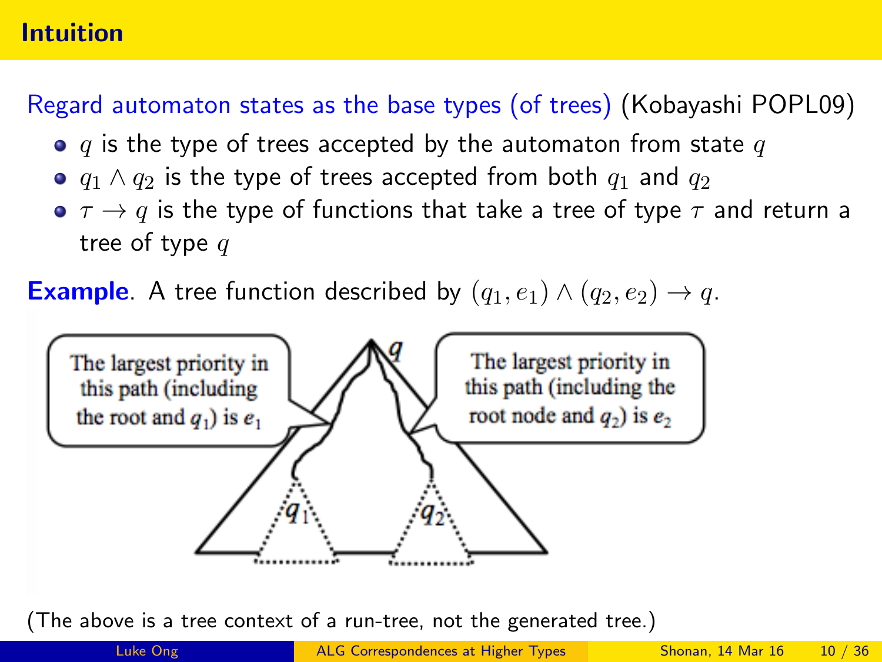## Intuition

Regard automaton states as the base types (of trees) (Kobayashi POPL09)

- $q$ is the type of trees accepted by the automaton from state $q$
- $q_1 \wedge q_2$ is the type of trees accepted from both $q_1$ and $q_2$
- $\tau \to q$ is the type of functions that take a tree of type $\tau$ and return a tree of type $q$

**Example**. A tree function described by $(q_1, e_1) \wedge (q_2, e_2) \to q$.

The largest priority in this path (including the root and $q_1$) is $e_1$

The largest priority in this path (including the root node and $q_2$) is $e_2$

(The above is a tree context of a run-tree, not the generated tree.)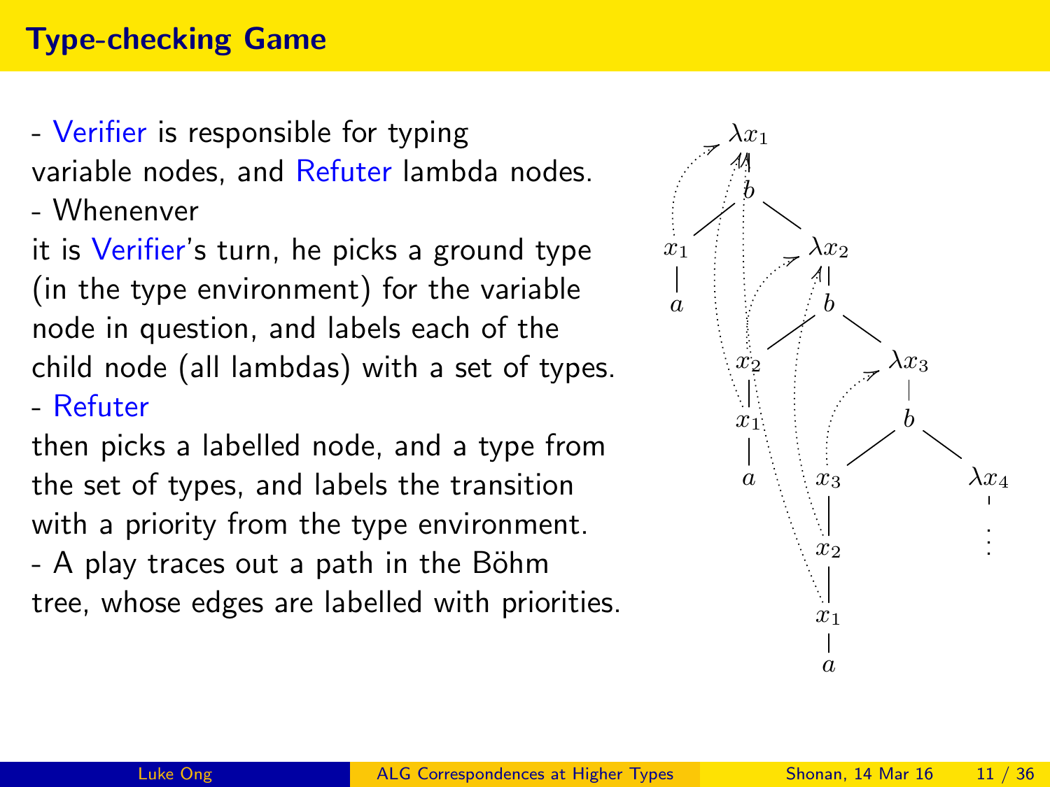# Type-checking Game

- Verifier is responsible for typing variable nodes, and Refuter lambda nodes.
- Whenenver it is Verifier's turn, he picks a ground type (in the type environment) for the variable node in question, and labels each of the child node (all lambdas) with a set of types.
- Refuter then picks a labelled node, and a type from the set of types, and labels the transition with a priority from the type environment.
- A play traces out a path in the Böhm tree, whose edges are labelled with priorities.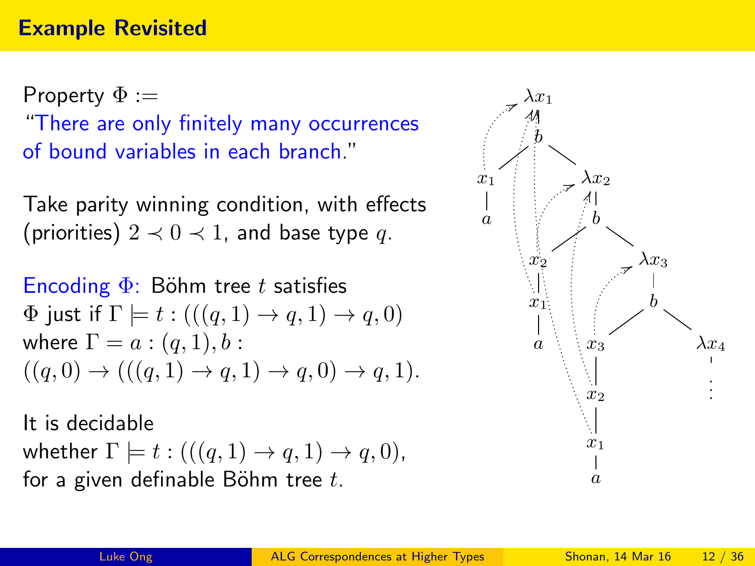## Example Revisited

Property $\Phi :=$
"There are only finitely many occurrences of bound variables in each branch."

Take parity winning condition, with effects (priorities) $2 \prec 0 \prec 1$, and base type $q$.

Encoding $\Phi$: Böhm tree $t$ satisfies $\Phi$ just if $\Gamma \models t : (((q,1) \to q, 1) \to q, 0)$ where $\Gamma = a : (q,1), b : ((q,0) \to (((q,1) \to q, 1) \to q, 0) \to q, 1)$.

It is decidable whether $\Gamma \models t : (((q,1) \to q, 1) \to q, 0)$, for a given definable Böhm tree $t$.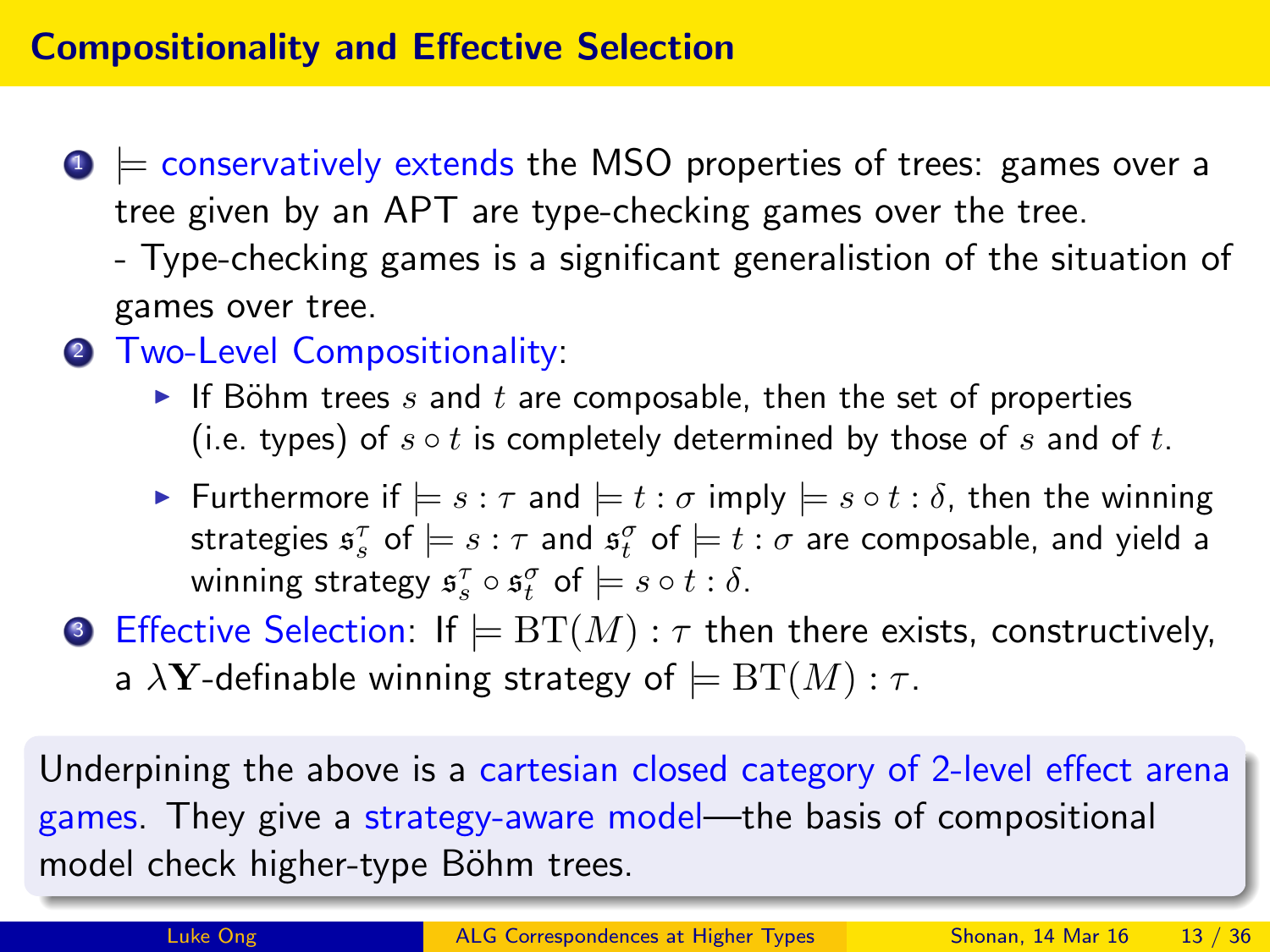# Compositionality and Effective Selection

1. $\models$ conservatively extends the MSO properties of trees: games over a tree given by an APT are type-checking games over the tree.
   - Type-checking games is a significant generalistion of the situation of games over tree.
2. Two-Level Compositionality:
   - If Böhm trees $s$ and $t$ are composable, then the set of properties (i.e. types) of $s \circ t$ is completely determined by those of $s$ and of $t$.
   - Furthermore if $\models s : \tau$ and $\models t : \sigma$ imply $\models s \circ t : \delta$, then the winning strategies $\mathfrak{s}_s^\tau$ of $\models s : \tau$ and $\mathfrak{s}_t^\sigma$ of $\models t : \sigma$ are composable, and yield a winning strategy $\mathfrak{s}_s^\tau \circ \mathfrak{s}_t^\sigma$ of $\models s \circ t : \delta$.
3. Effective Selection: If $\models \mathrm{BT}(M) : \tau$ then there exists, constructively, a $\lambda\mathbf{Y}$-definable winning strategy of $\models \mathrm{BT}(M) : \tau$.

Underpining the above is a cartesian closed category of 2-level effect arena games. They give a strategy-aware model—the basis of compositional model check higher-type Böhm trees.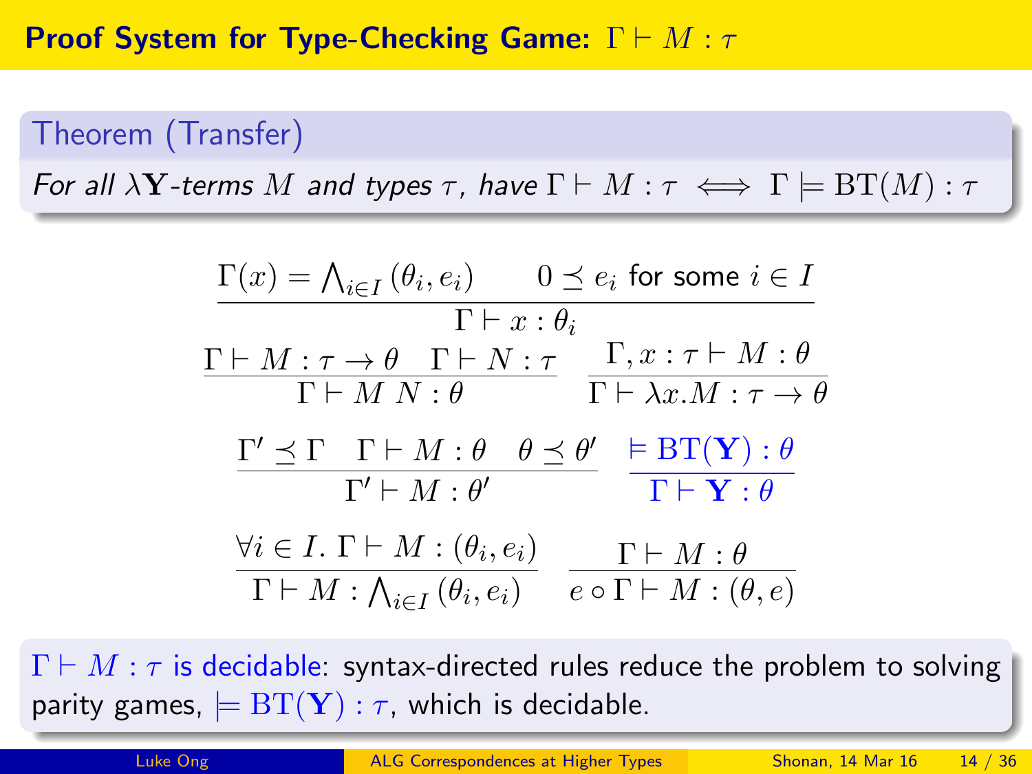# Proof System for Type-Checking Game: $\Gamma \vdash M : \tau$

**Theorem (Transfer)**

*For all $\lambda\mathbf{Y}$-terms $M$ and types $\tau$, have* $\Gamma \vdash M : \tau \iff \Gamma \models \mathrm{BT}(M) : \tau$

$$\frac{\Gamma(x) = \bigwedge_{i \in I} (\theta_i, e_i) \qquad 0 \preceq e_i \text{ for some } i \in I}{\Gamma \vdash x : \theta_i}$$

$$\frac{\Gamma \vdash M : \tau \to \theta \quad \Gamma \vdash N : \tau}{\Gamma \vdash M\ N : \theta} \qquad \frac{\Gamma, x : \tau \vdash M : \theta}{\Gamma \vdash \lambda x.M : \tau \to \theta}$$

$$\frac{\Gamma' \preceq \Gamma \quad \Gamma \vdash M : \theta \quad \theta \preceq \theta'}{\Gamma' \vdash M : \theta'} \qquad \frac{\models \mathrm{BT}(\mathbf{Y}) : \theta}{\Gamma \vdash \mathbf{Y} : \theta}$$

$$\frac{\forall i \in I.\ \Gamma \vdash M : (\theta_i, e_i)}{\Gamma \vdash M : \bigwedge_{i \in I} (\theta_i, e_i)} \qquad \frac{\Gamma \vdash M : \theta}{e \circ \Gamma \vdash M : (\theta, e)}$$

$\Gamma \vdash M : \tau$ is decidable: syntax-directed rules reduce the problem to solving parity games, $\models \mathrm{BT}(\mathbf{Y}) : \tau$, which is decidable.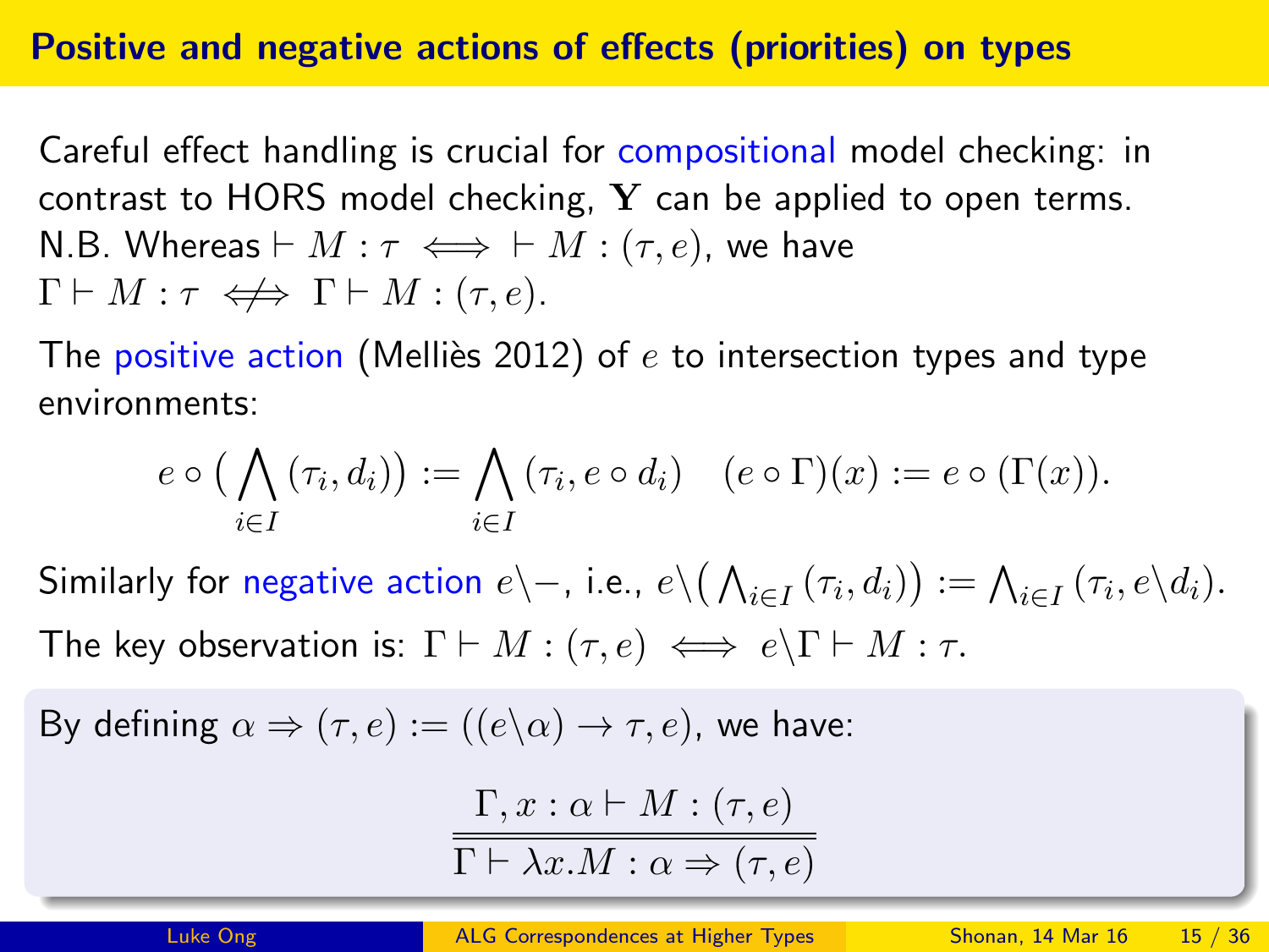## Positive and negative actions of effects (priorities) on types

Careful effect handling is crucial for compositional model checking: in contrast to HORS model checking, $\mathbf{Y}$ can be applied to open terms.
N.B. Whereas $\vdash M : \tau \iff \vdash M : (\tau, e)$, we have $\Gamma \vdash M : \tau \not\Longleftrightarrow \Gamma \vdash M : (\tau, e)$.

The positive action (Melliès 2012) of $e$ to intersection types and type environments:

$$e \circ \big( \bigwedge_{i \in I} (\tau_i, d_i) \big) := \bigwedge_{i \in I} (\tau_i, e \circ d_i) \quad (e \circ \Gamma)(x) := e \circ (\Gamma(x)).$$

Similarly for negative action $e \backslash -$, i.e., $e \backslash \big( \bigwedge_{i \in I} (\tau_i, d_i) \big) := \bigwedge_{i \in I} (\tau_i, e \backslash d_i)$.

The key observation is: $\Gamma \vdash M : (\tau, e) \iff e \backslash \Gamma \vdash M : \tau$.

By defining $\alpha \Rightarrow (\tau, e) := ((e \backslash \alpha) \to \tau, e)$, we have:

$$\frac{\Gamma, x : \alpha \vdash M : (\tau, e)}{\Gamma \vdash \lambda x.M : \alpha \Rightarrow (\tau, e)}$$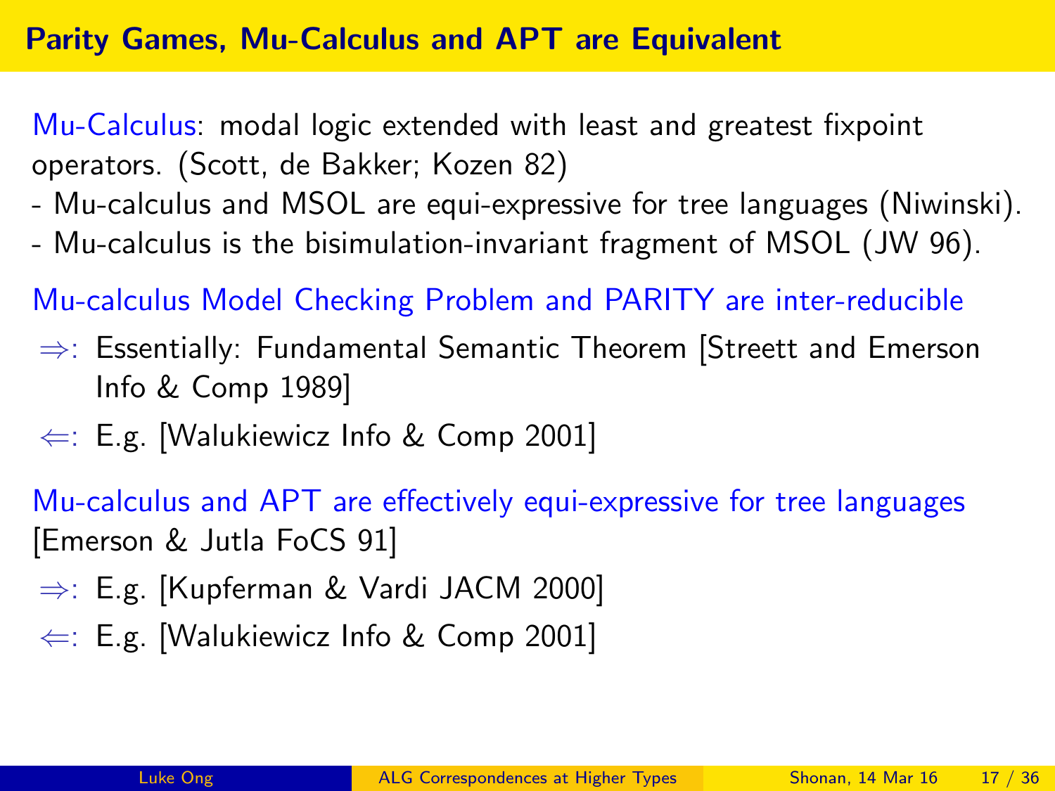## Parity Games, Mu-Calculus and APT are Equivalent

Mu-Calculus: modal logic extended with least and greatest fixpoint operators. (Scott, de Bakker; Kozen 82)

- Mu-calculus and MSOL are equi-expressive for tree languages (Niwinski).
- Mu-calculus is the bisimulation-invariant fragment of MSOL (JW 96).

Mu-calculus Model Checking Problem and PARITY are inter-reducible

- $\Rightarrow$: Essentially: Fundamental Semantic Theorem [Streett and Emerson Info & Comp 1989]
- $\Leftarrow$: E.g. [Walukiewicz Info & Comp 2001]

Mu-calculus and APT are effectively equi-expressive for tree languages [Emerson & Jutla FoCS 91]

- $\Rightarrow$: E.g. [Kupferman & Vardi JACM 2000]
- $\Leftarrow$: E.g. [Walukiewicz Info & Comp 2001]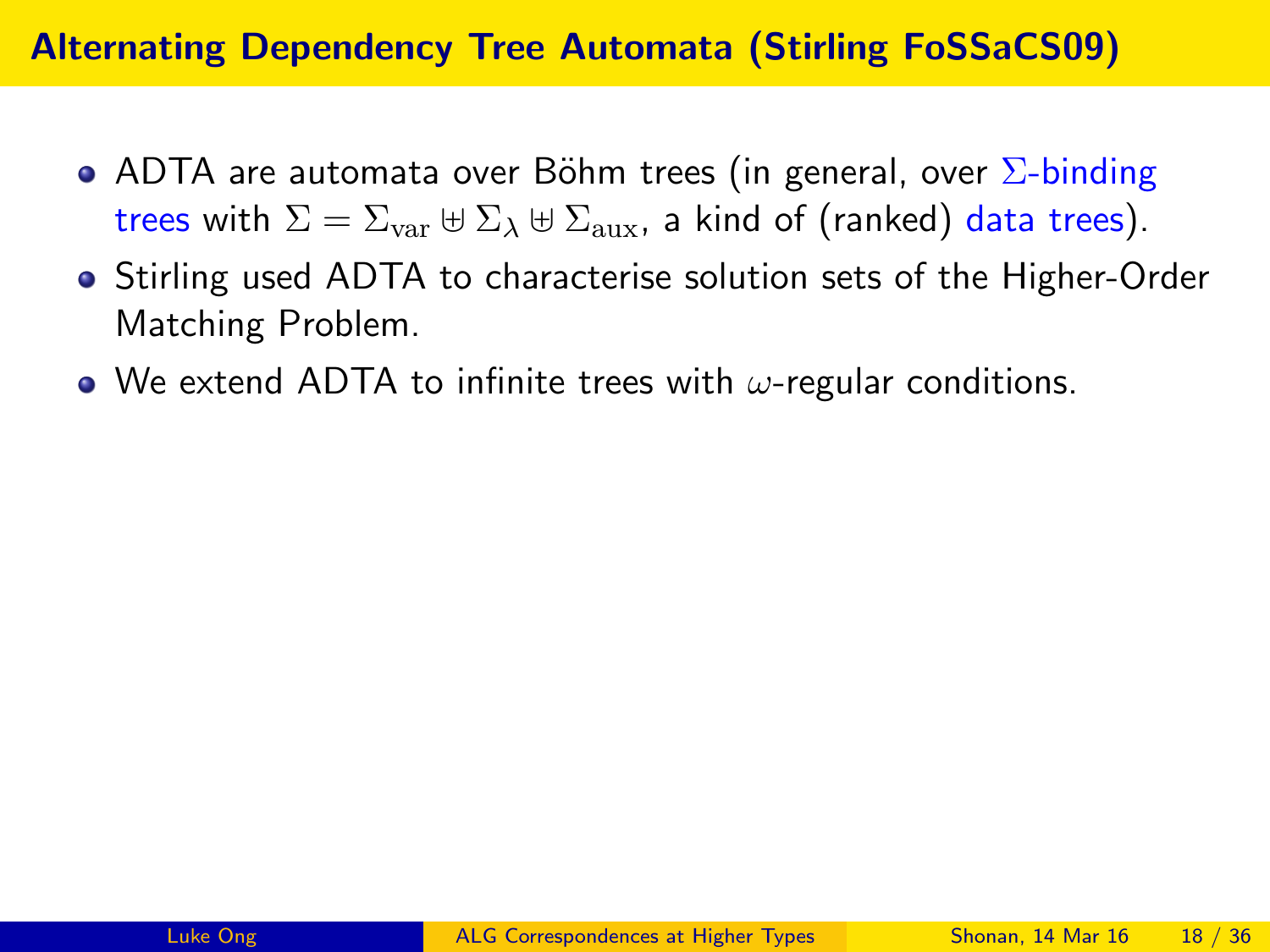# Alternating Dependency Tree Automata (Stirling FoSSaCS09)

- ADTA are automata over Böhm trees (in general, over $\Sigma$-binding trees with $\Sigma = \Sigma_{\mathrm{var}} \uplus \Sigma_{\lambda} \uplus \Sigma_{\mathrm{aux}}$, a kind of (ranked) data trees).
- Stirling used ADTA to characterise solution sets of the Higher-Order Matching Problem.
- We extend ADTA to infinite trees with $\omega$-regular conditions.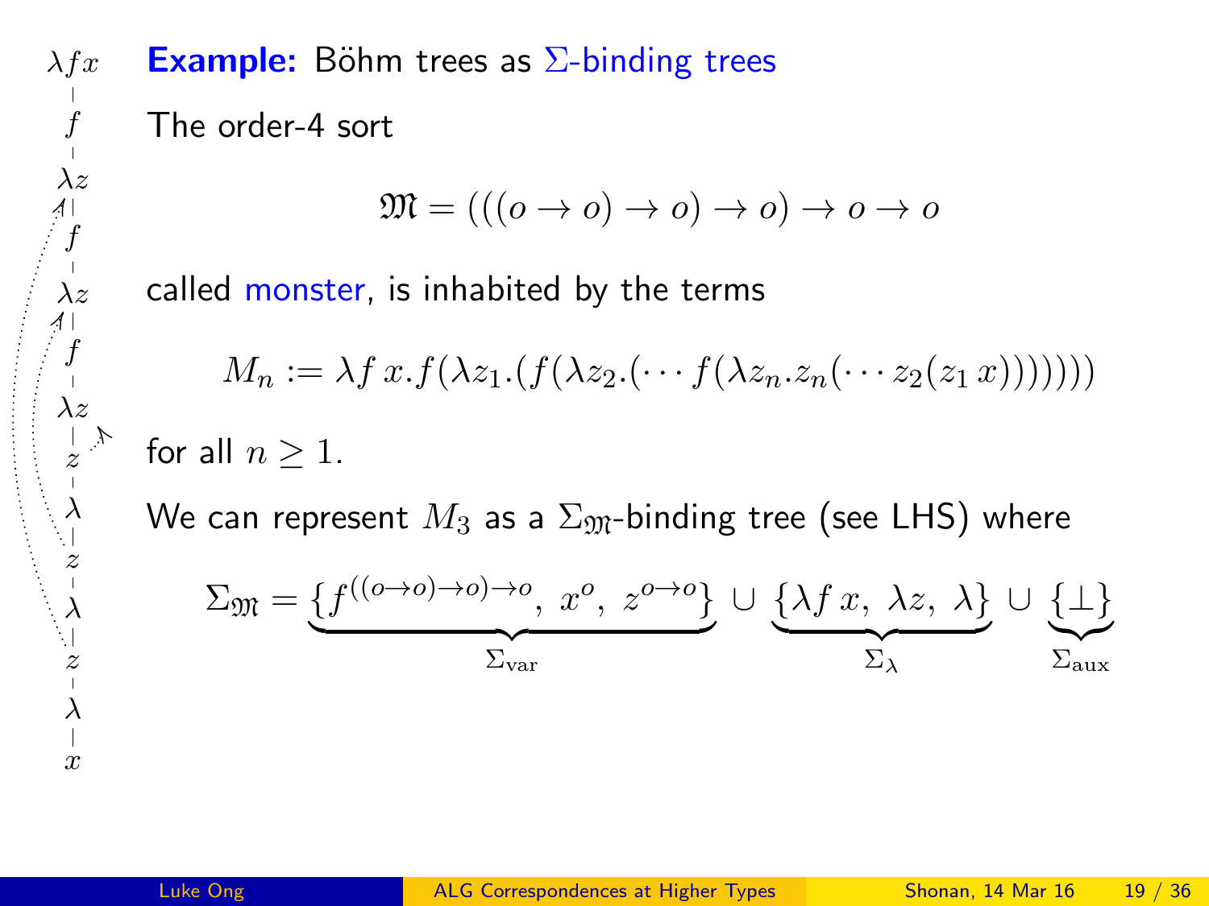**Example:** Böhm trees as $\Sigma$-binding trees

The order-4 sort

$$\mathfrak{M} = (((o \to o) \to o) \to o) \to o \to o$$

called monster, is inhabited by the terms

$$M_n := \lambda f\, x.f(\lambda z_1.(f(\lambda z_2.(\cdots f(\lambda z_n.z_n(\cdots z_2(z_1\, x)))))))$$

for all $n \geq 1$.

We can represent $M_3$ as a $\Sigma_{\mathfrak{M}}$-binding tree (see LHS) where

$$\Sigma_{\mathfrak{M}} = \underbrace{\{f^{((o\to o)\to o)\to o},\ x^o,\ z^{o\to o}\}}_{\Sigma_{\text{var}}} \cup \underbrace{\{\lambda f\, x,\ \lambda z,\ \lambda\}}_{\Sigma_\lambda} \cup \underbrace{\{\bot\}}_{\Sigma_{\text{aux}}}$$

$\lambda f x$ — $f$ — $\lambda z$ — $f$ — $\lambda z$ — $f$ — $\lambda z$ — $z$ — $\lambda$ — $z$ — $\lambda$ — $z$ — $\lambda$ — $x$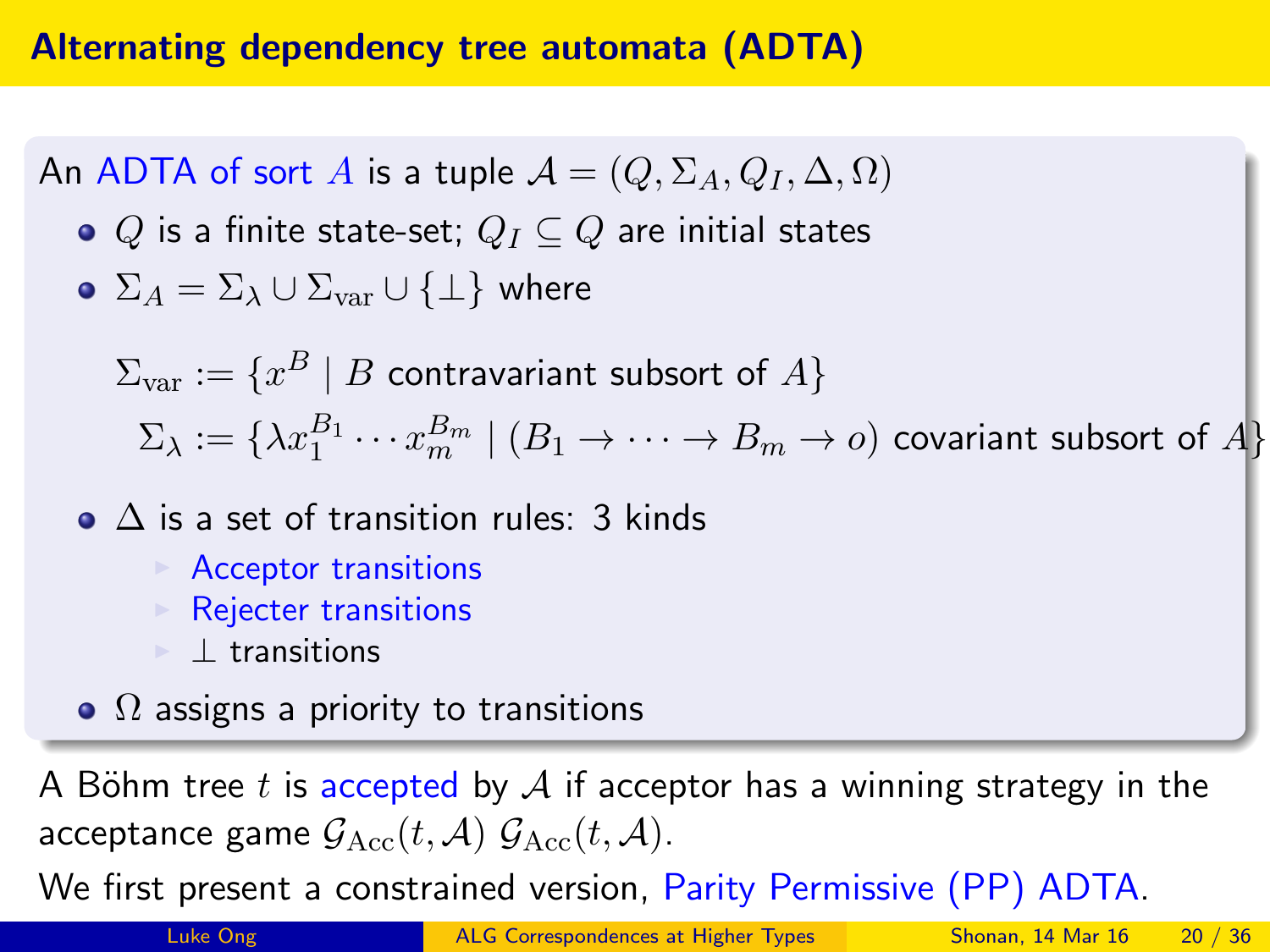# Alternating dependency tree automata (ADTA)

An ADTA of sort $A$ is a tuple $\mathcal{A} = (Q, \Sigma_A, Q_I, \Delta, \Omega)$

- $Q$ is a finite state-set; $Q_I \subseteq Q$ are initial states
- $\Sigma_A = \Sigma_\lambda \cup \Sigma_{\text{var}} \cup \{\bot\}$ where

  $$\Sigma_{\text{var}} := \{x^B \mid B \text{ contravariant subsort of } A\}$$

  $$\Sigma_\lambda := \{\lambda x_1^{B_1} \cdots x_m^{B_m} \mid (B_1 \to \cdots \to B_m \to o) \text{ covariant subsort of } A\}$$

- $\Delta$ is a set of transition rules: 3 kinds
  - Acceptor transitions
  - Rejecter transitions
  - $\bot$ transitions
- $\Omega$ assigns a priority to transitions

A Böhm tree $t$ is accepted by $\mathcal{A}$ if acceptor has a winning strategy in the acceptance game $\mathcal{G}_{\text{Acc}}(t, \mathcal{A})$ $\mathcal{G}_{\text{Acc}}(t, \mathcal{A})$.

We first present a constrained version, Parity Permissive (PP) ADTA.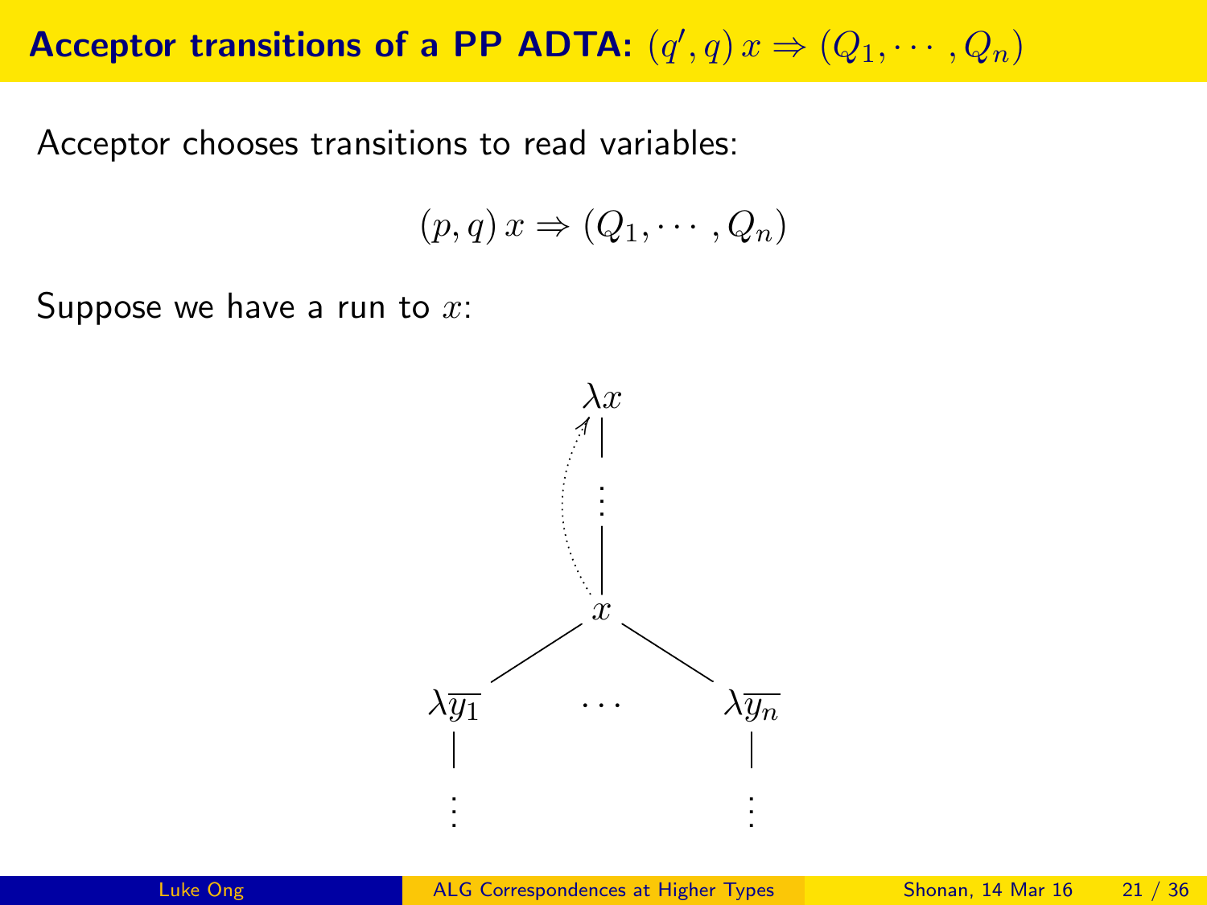# Acceptor transitions of a PP ADTA: $(q', q)\, x \Rightarrow (Q_1, \cdots, Q_n)$

Acceptor chooses transitions to read variables:

$$(p, q)\, x \Rightarrow (Q_1, \cdots, Q_n)$$

Suppose we have a run to $x$: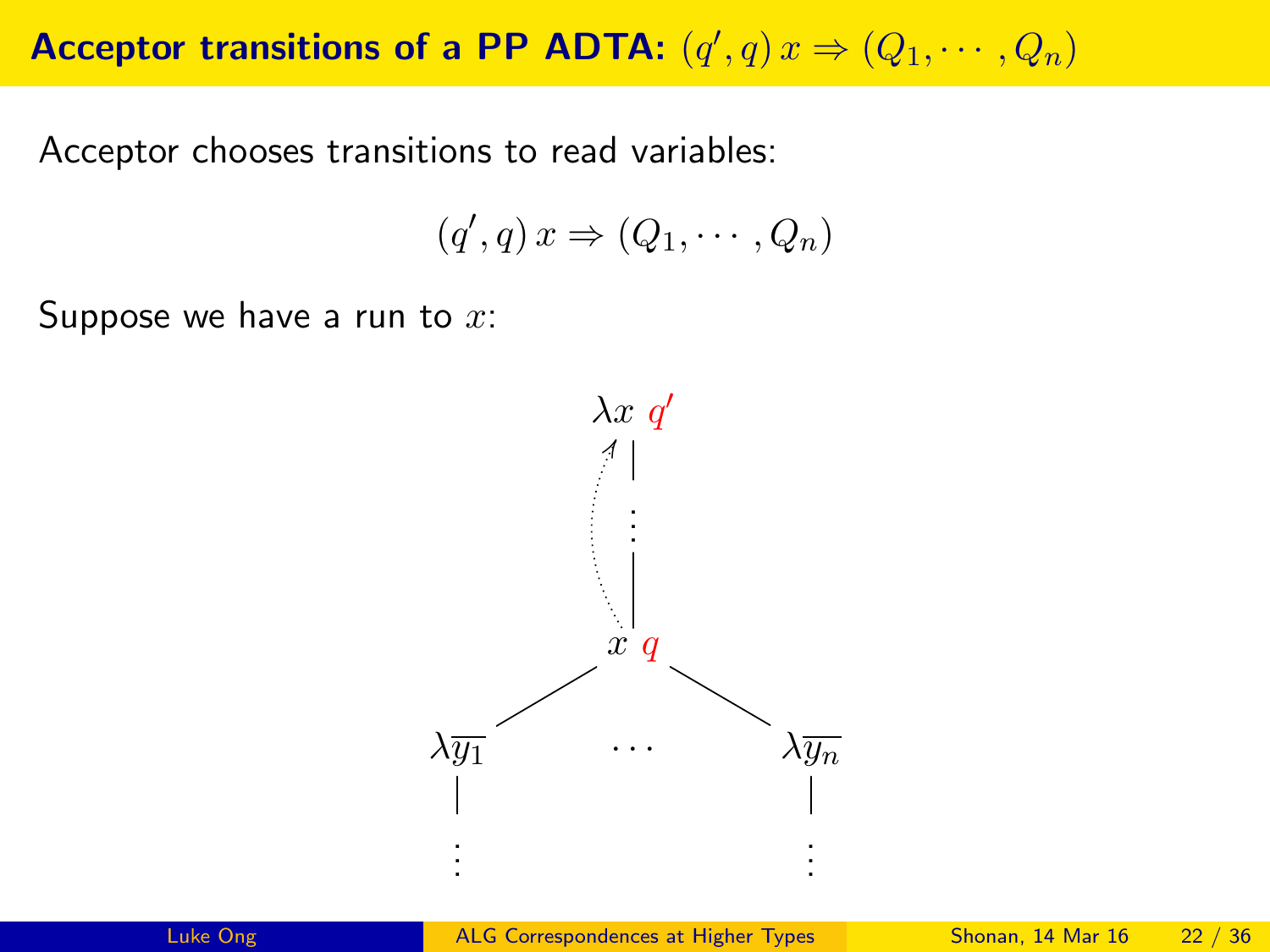## Acceptor transitions of a PP ADTA: $(q', q)\, x \Rightarrow (Q_1, \cdots, Q_n)$

Acceptor chooses transitions to read variables:

$$(q', q)\, x \Rightarrow (Q_1, \cdots, Q_n)$$

Suppose we have a run to $x$: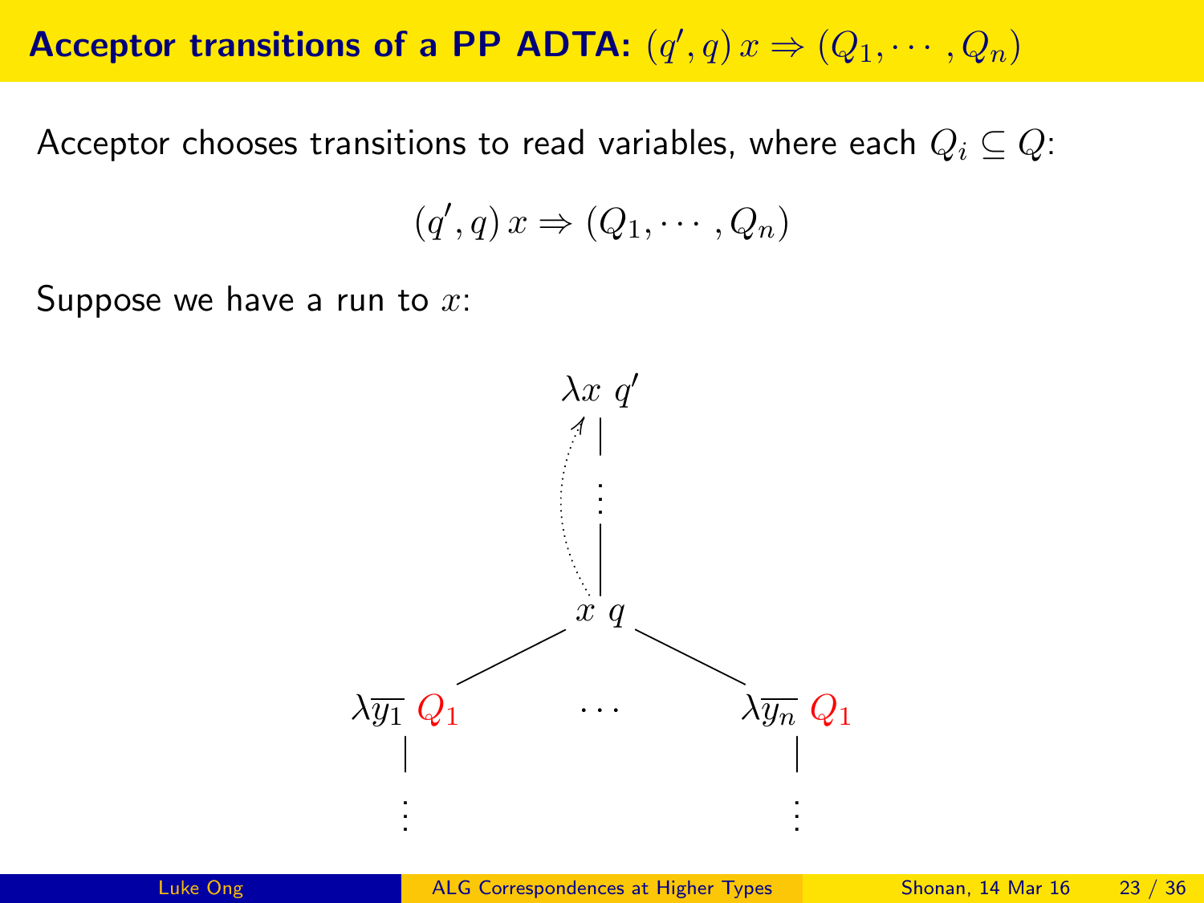## Acceptor transitions of a PP ADTA: $(q', q)\, x \Rightarrow (Q_1, \cdots, Q_n)$

Acceptor chooses transitions to read variables, where each $Q_i \subseteq Q$:

$$(q', q)\, x \Rightarrow (Q_1, \cdots, Q_n)$$

Suppose we have a run to $x$:

$\lambda x\ q'$

$x\ q$

$\lambda \overline{y_1}\ Q_1 \quad \cdots \quad \lambda \overline{y_n}\ Q_1$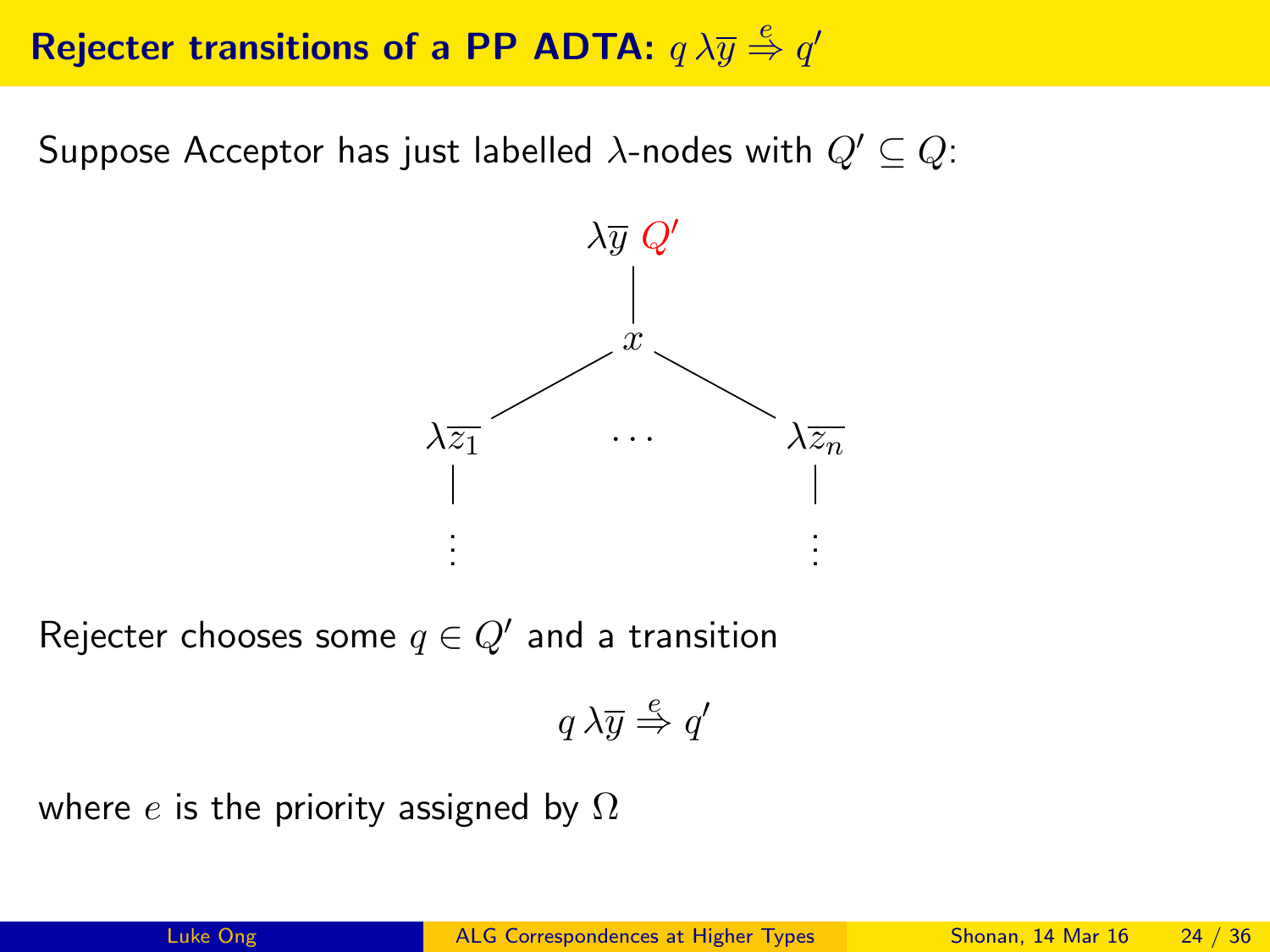## Rejecter transitions of a PP ADTA: $q\,\lambda\overline{y} \overset{e}{\Rightarrow} q'$

Suppose Acceptor has just labelled $\lambda$-nodes with $Q' \subseteq Q$:

$$\lambda\overline{y}\ Q'$$

$$x$$

$$\lambda\overline{z_1} \quad \cdots \quad \lambda\overline{z_n}$$

$$\vdots \qquad\qquad \vdots$$

Rejecter chooses some $q \in Q'$ and a transition

$$q\,\lambda\overline{y} \overset{e}{\Rightarrow} q'$$

where $e$ is the priority assigned by $\Omega$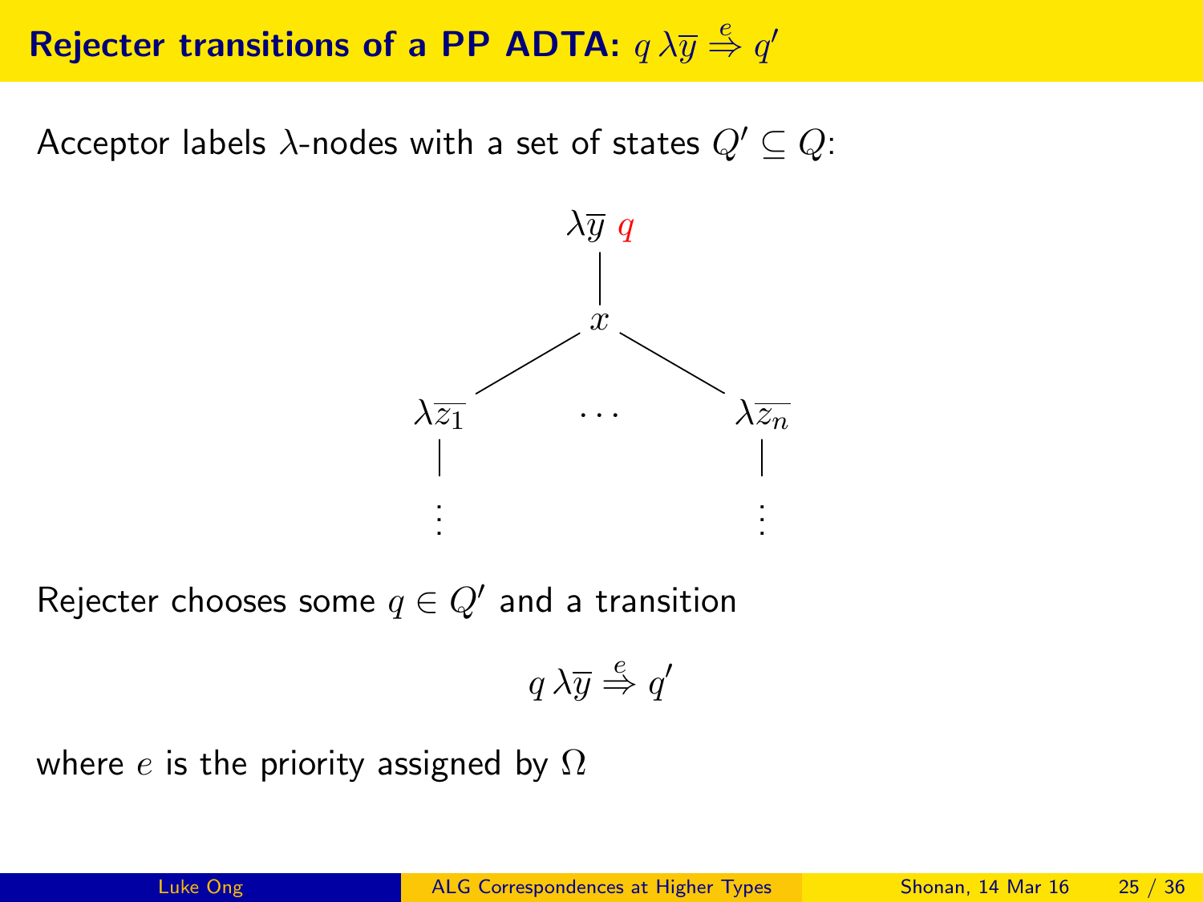## Rejecter transitions of a PP ADTA: $q\,\lambda\overline{y} \stackrel{e}{\Rightarrow} q'$

Acceptor labels $\lambda$-nodes with a set of states $Q' \subseteq Q$:

$$
\begin{array}{ccc}
 & \lambda\overline{y}\ q & \\
 & | & \\
 & x & \\
 \swarrow & & \searrow \\
\lambda\overline{z_1} & \cdots & \lambda\overline{z_n} \\
| & & | \\
\vdots & & \vdots
\end{array}
$$

Rejecter chooses some $q \in Q'$ and a transition

$$q\,\lambda\overline{y} \stackrel{e}{\Rightarrow} q'$$

where $e$ is the priority assigned by $\Omega$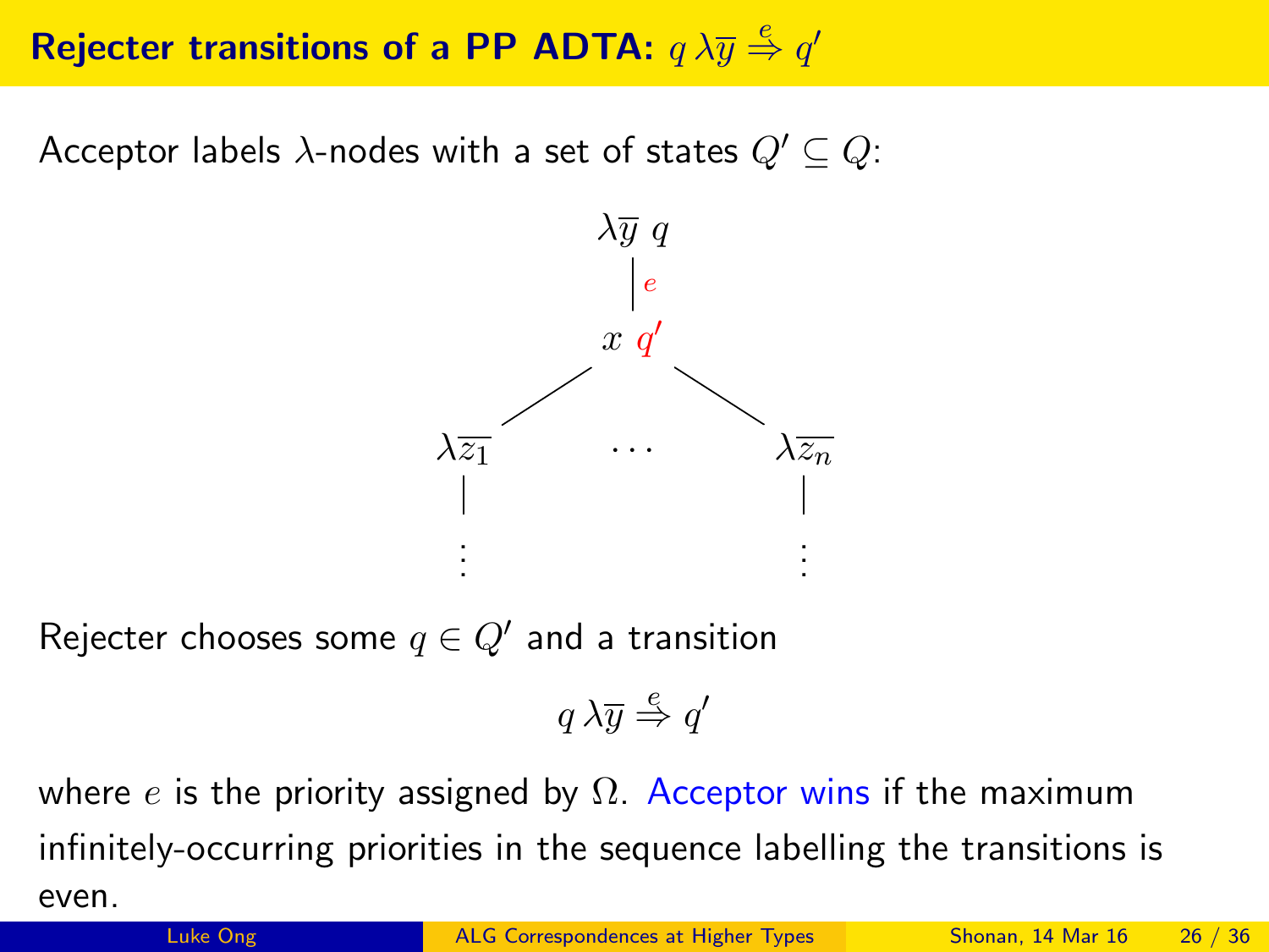# Rejecter transitions of a PP ADTA: $q\,\lambda\overline{y} \overset{e}{\Rightarrow} q'$

Acceptor labels $\lambda$-nodes with a set of states $Q' \subseteq Q$:

$$
\begin{array}{c}
\lambda\overline{y}\ q \\
\big|\ {\color{red}e} \\
x\ {\color{red}q'} \\
\swarrow \qquad \searrow \\
\lambda\overline{z_1} \qquad \cdots \qquad \lambda\overline{z_n} \\
\big| \qquad\qquad\qquad \big| \\
\vdots \qquad\qquad\qquad \vdots
\end{array}
$$

Rejecter chooses some $q \in Q'$ and a transition

$$q\,\lambda\overline{y} \overset{e}{\Rightarrow} q'$$

where $e$ is the priority assigned by $\Omega$. Acceptor wins if the maximum infinitely-occurring priorities in the sequence labelling the transitions is even.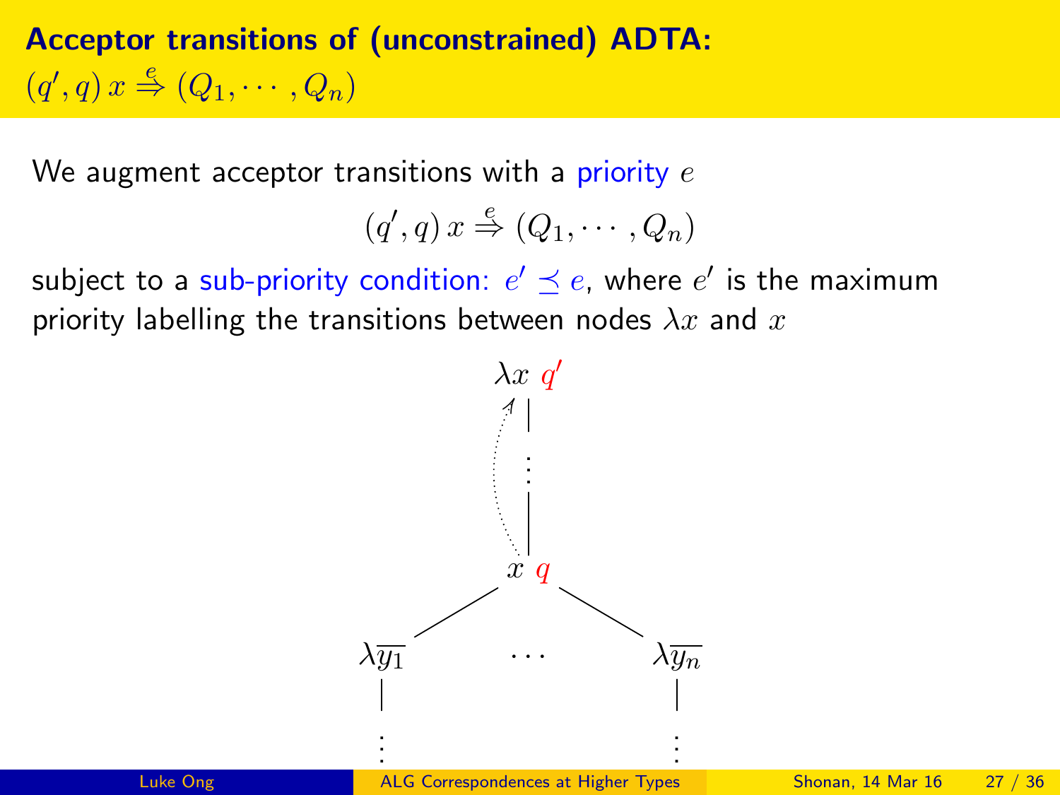## Acceptor transitions of (unconstrained) ADTA: $(q', q)\, x \overset{e}{\Rightarrow} (Q_1, \cdots, Q_n)$

We augment acceptor transitions with a priority $e$

$$(q', q)\, x \overset{e}{\Rightarrow} (Q_1, \cdots, Q_n)$$

subject to a sub-priority condition: $e' \preceq e$, where $e'$ is the maximum priority labelling the transitions between nodes $\lambda x$ and $x$

$\lambda x$ $q'$

$x$ $q$

$\lambda \overline{y_1}$ $\cdots$ $\lambda \overline{y_n}$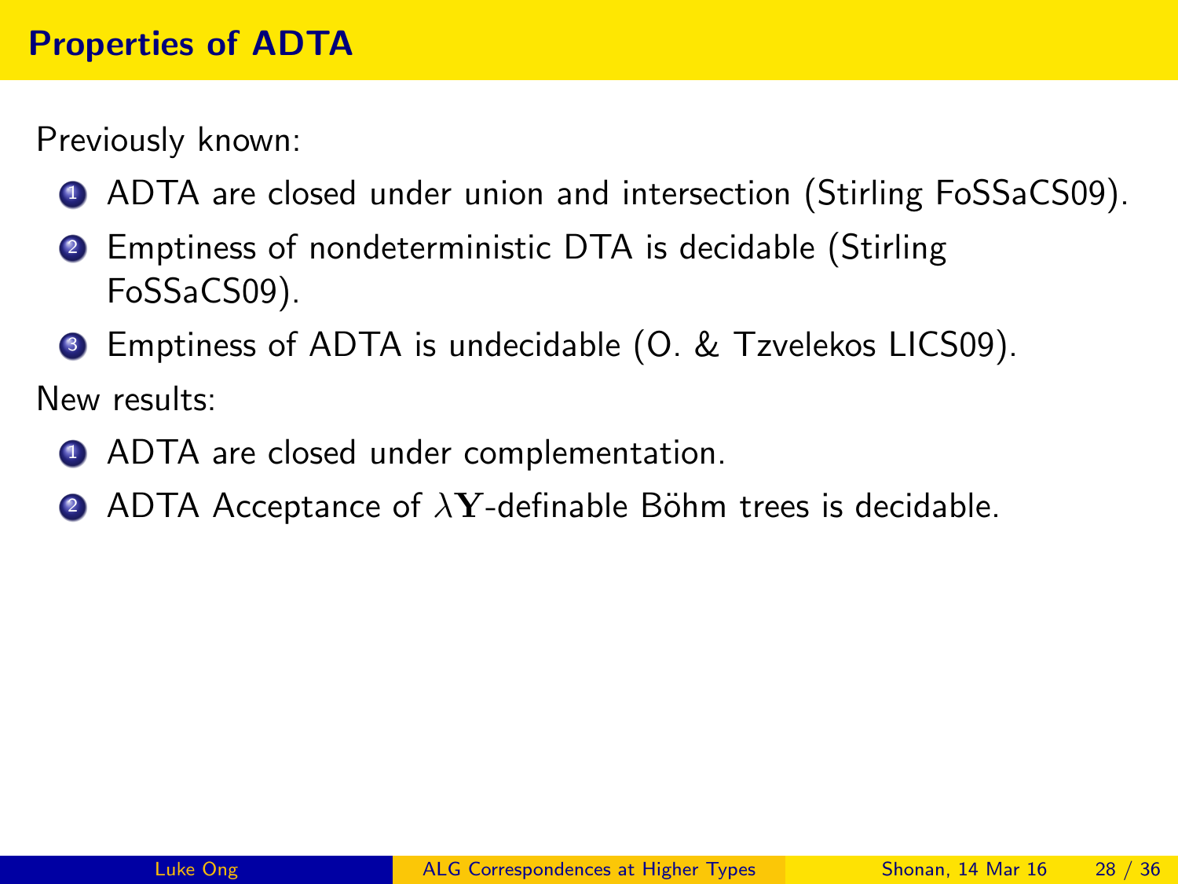# Properties of ADTA

Previously known:

1. ADTA are closed under union and intersection (Stirling FoSSaCS09).
2. Emptiness of nondeterministic DTA is decidable (Stirling FoSSaCS09).
3. Emptiness of ADTA is undecidable (O. & Tzvelekos LICS09).

New results:

1. ADTA are closed under complementation.
2. ADTA Acceptance of $\lambda\mathbf{Y}$-definable Böhm trees is decidable.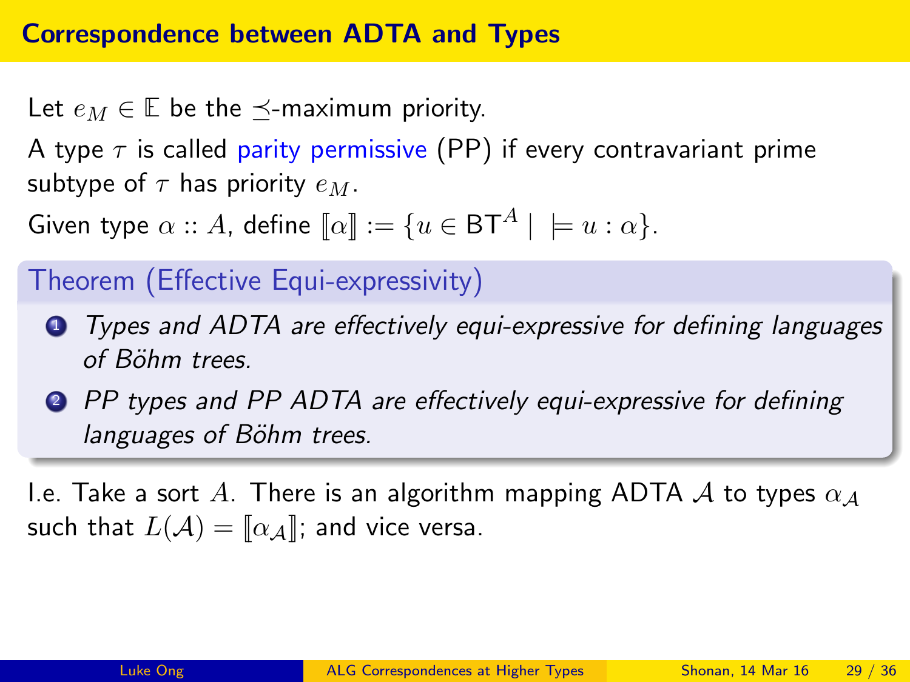## Correspondence between ADTA and Types

Let $e_M \in \mathbb{E}$ be the $\preceq$-maximum priority.

A type $\tau$ is called parity permissive (PP) if every contravariant prime subtype of $\tau$ has priority $e_M$.

Given type $\alpha :: A$, define $[\![\alpha]\!] := \{u \in \mathsf{BT}^A \mid \ \models u : \alpha\}$.

**Theorem (Effective Equi-expressivity)**

1. *Types and ADTA are effectively equi-expressive for defining languages of Böhm trees.*
2. *PP types and PP ADTA are effectively equi-expressive for defining languages of Böhm trees.*

I.e. Take a sort $A$. There is an algorithm mapping ADTA $\mathcal{A}$ to types $\alpha_{\mathcal{A}}$ such that $L(\mathcal{A}) = [\![\alpha_{\mathcal{A}}]\!]$; and vice versa.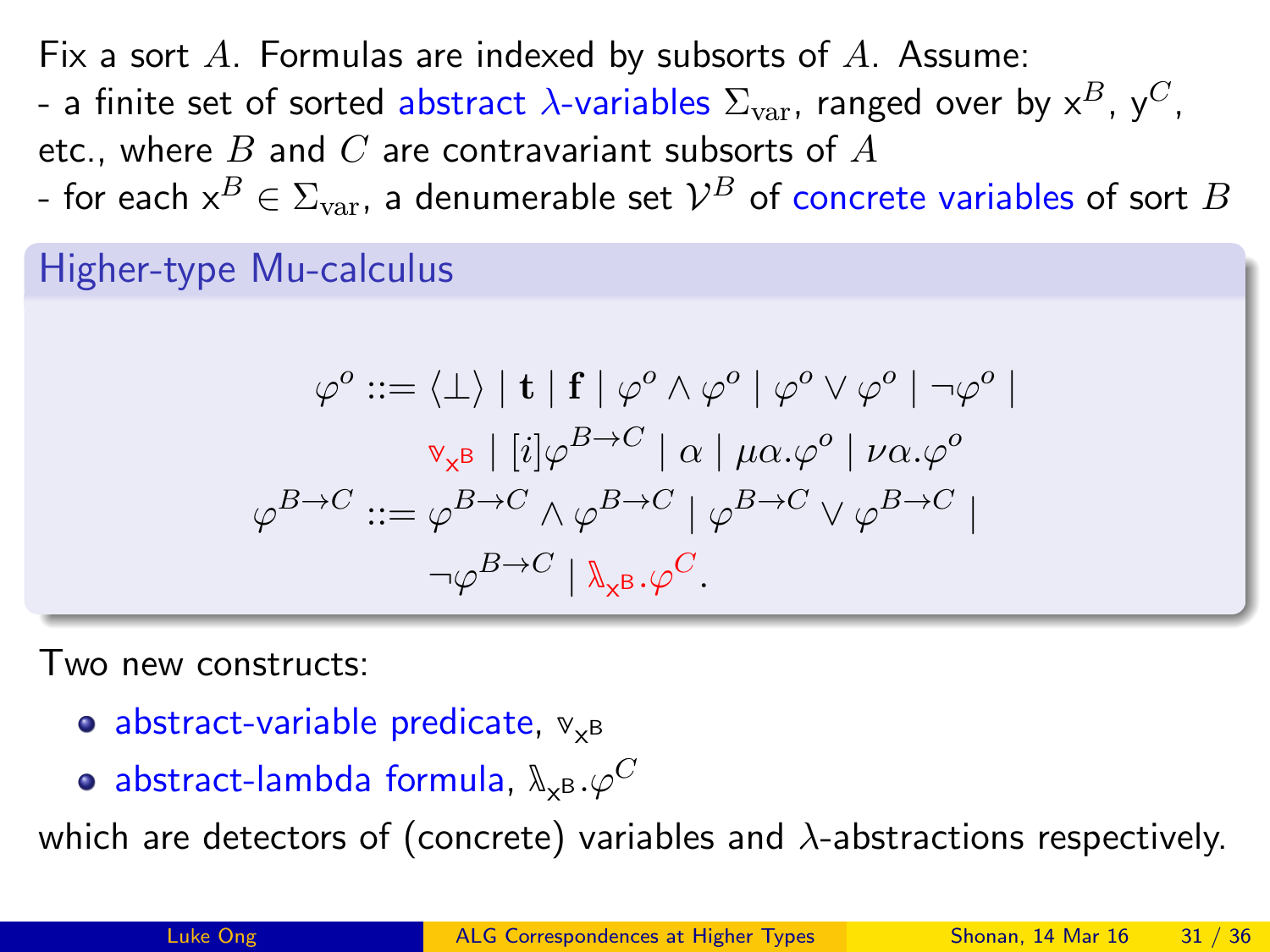Fix a sort $A$. Formulas are indexed by subsorts of $A$. Assume:

- a finite set of sorted abstract $\lambda$-variables $\Sigma_{\mathrm{var}}$, ranged over by $\mathsf{x}^B$, $\mathsf{y}^C$, etc., where $B$ and $C$ are contravariant subsorts of $A$
- for each $\mathsf{x}^B \in \Sigma_{\mathrm{var}}$, a denumerable set $\mathcal{V}^B$ of concrete variables of sort $B$

## Higher-type Mu-calculus

$$
\begin{aligned}
\varphi^o ::= {} & \langle \bot \rangle \mid \mathbf{t} \mid \mathbf{f} \mid \varphi^o \wedge \varphi^o \mid \varphi^o \vee \varphi^o \mid \neg \varphi^o \mid \\
& \mathbb{v}_{\mathsf{x}^\mathsf{B}} \mid [i]\varphi^{B \to C} \mid \alpha \mid \mu\alpha.\varphi^o \mid \nu\alpha.\varphi^o \\
\varphi^{B \to C} ::= {} & \varphi^{B \to C} \wedge \varphi^{B \to C} \mid \varphi^{B \to C} \vee \varphi^{B \to C} \mid \\
& \neg \varphi^{B \to C} \mid \mathbb{\lambda}_{\mathsf{x}^\mathsf{B}}.\varphi^C.
\end{aligned}
$$

Two new constructs:

- abstract-variable predicate, $\mathbb{v}_{\mathsf{x}^\mathsf{B}}$
- abstract-lambda formula, $\mathbb{\lambda}_{\mathsf{x}^\mathsf{B}}.\varphi^C$

which are detectors of (concrete) variables and $\lambda$-abstractions respectively.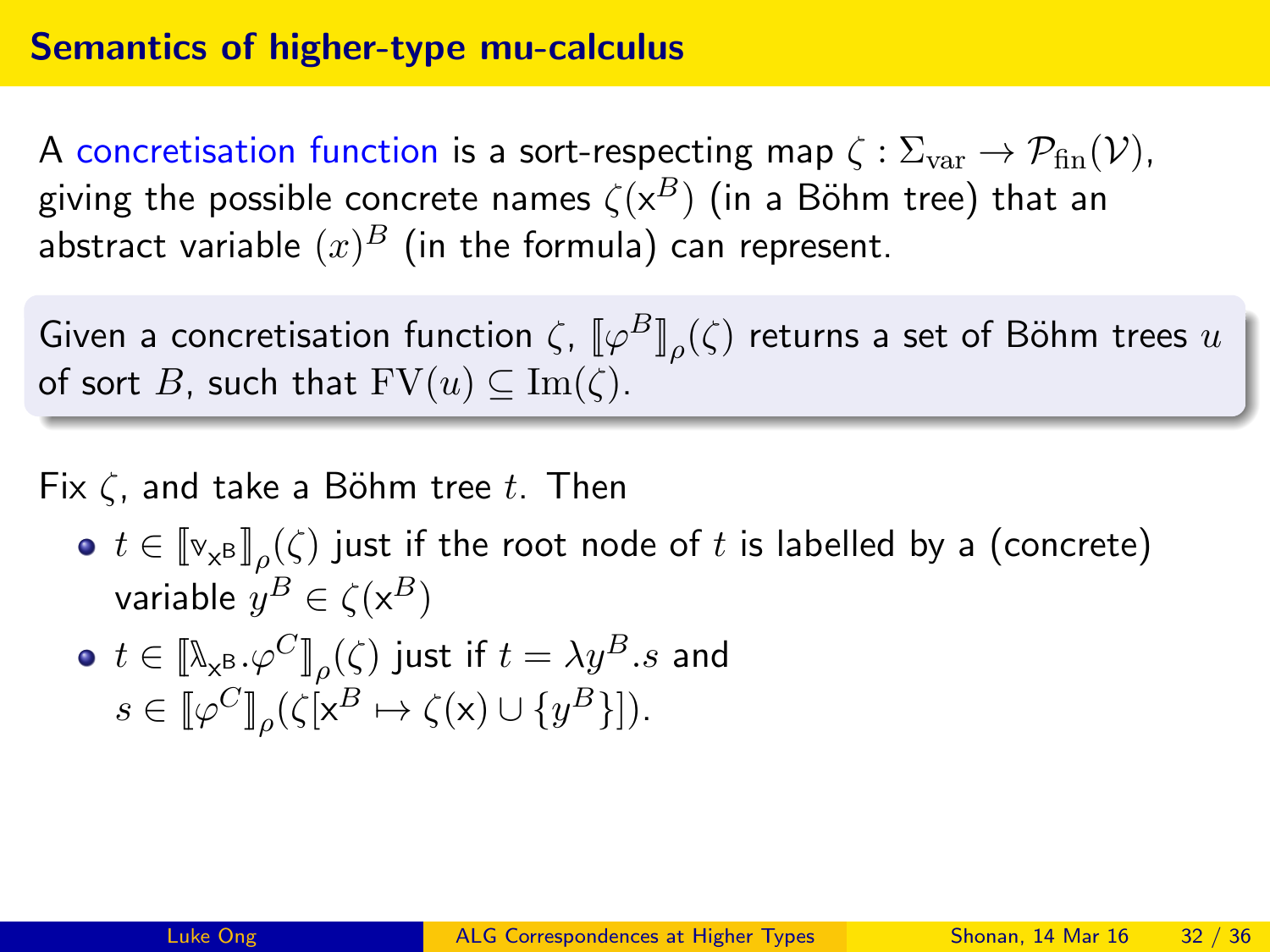# Semantics of higher-type mu-calculus

A concretisation function is a sort-respecting map $\zeta : \Sigma_{\mathrm{var}} \to \mathcal{P}_{\mathrm{fin}}(\mathcal{V})$, giving the possible concrete names $\zeta(\mathsf{x}^B)$ (in a Böhm tree) that an abstract variable $(x)^B$ (in the formula) can represent.

Given a concretisation function $\zeta$, $[\![\varphi^B]\!]_\rho(\zeta)$ returns a set of Böhm trees $u$ of sort $B$, such that $\mathrm{FV}(u) \subseteq \mathrm{Im}(\zeta)$.

Fix $\zeta$, and take a Böhm tree $t$. Then

- $t \in [\![\mathbb{v}_{\mathsf{x}^\mathsf{B}}]\!]_\rho(\zeta)$ just if the root node of $t$ is labelled by a (concrete) variable $y^B \in \zeta(\mathsf{x}^B)$
- $t \in [\![\mathbb{\lambda}_{\mathsf{x}^\mathsf{B}}.\varphi^C]\!]_\rho(\zeta)$ just if $t = \lambda y^B.s$ and $s \in [\![\varphi^C]\!]_\rho(\zeta[\mathsf{x}^B \mapsto \zeta(\mathsf{x}) \cup \{y^B\}])$.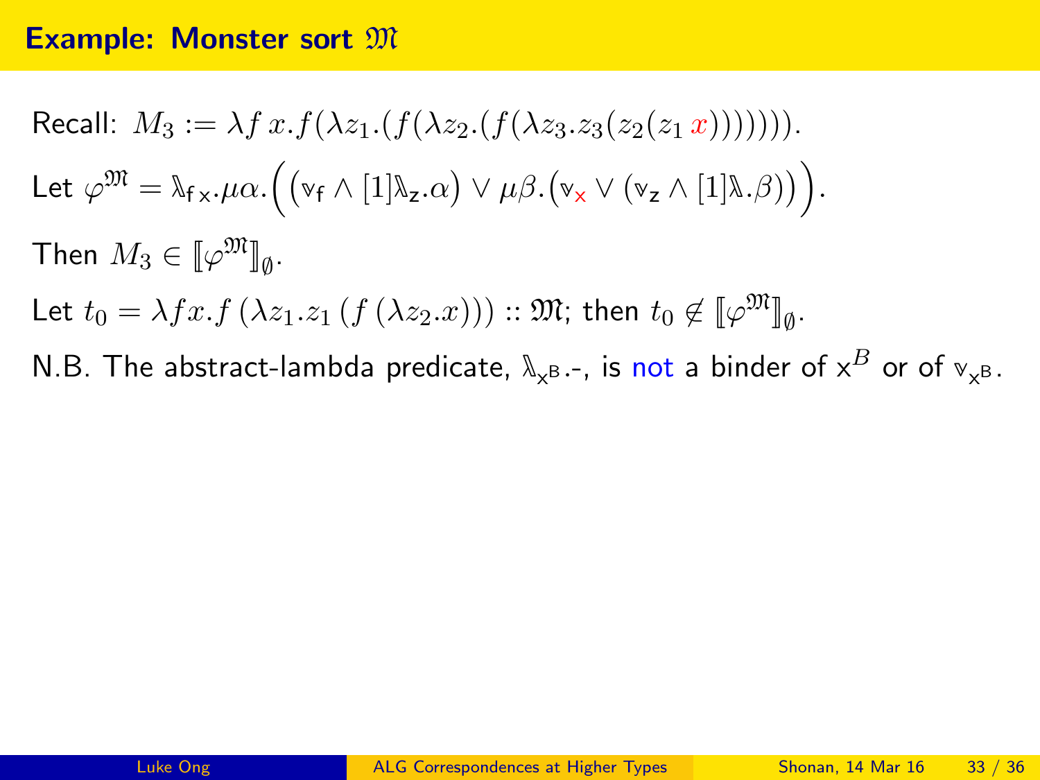## Example: Monster sort $\mathfrak{M}$

Recall: $M_3 := \lambda f\, x. f(\lambda z_1.(f(\lambda z_2.(f(\lambda z_3.z_3(z_2(z_1\, x)))))))$.

Let $\varphi^{\mathfrak{M}} = \mathbb{\lambda}_{\mathsf{f}\,\mathsf{x}}.\mu\alpha.\Big(\big(\mathbb{v}_{\mathsf{f}} \wedge [1]\mathbb{\lambda}_{\mathsf{z}}.\alpha\big) \vee \mu\beta.\big(\mathbb{v}_{\mathsf{x}} \vee (\mathbb{v}_{\mathsf{z}} \wedge [1]\mathbb{\lambda}.\beta)\big)\Big)$.

Then $M_3 \in [\![\varphi^{\mathfrak{M}}]\!]_{\emptyset}$.

Let $t_0 = \lambda f x. f\,(\lambda z_1.z_1\,(f\,(\lambda z_2.x))) :: \mathfrak{M}$; then $t_0 \notin [\![\varphi^{\mathfrak{M}}]\!]_{\emptyset}$.

N.B. The abstract-lambda predicate, $\mathbb{\lambda}_{\mathsf{x}^{\mathsf{B}}}.\text{-}$, is not a binder of $\mathsf{x}^{B}$ or of $\mathbb{v}_{\mathsf{x}^{\mathsf{B}}}$.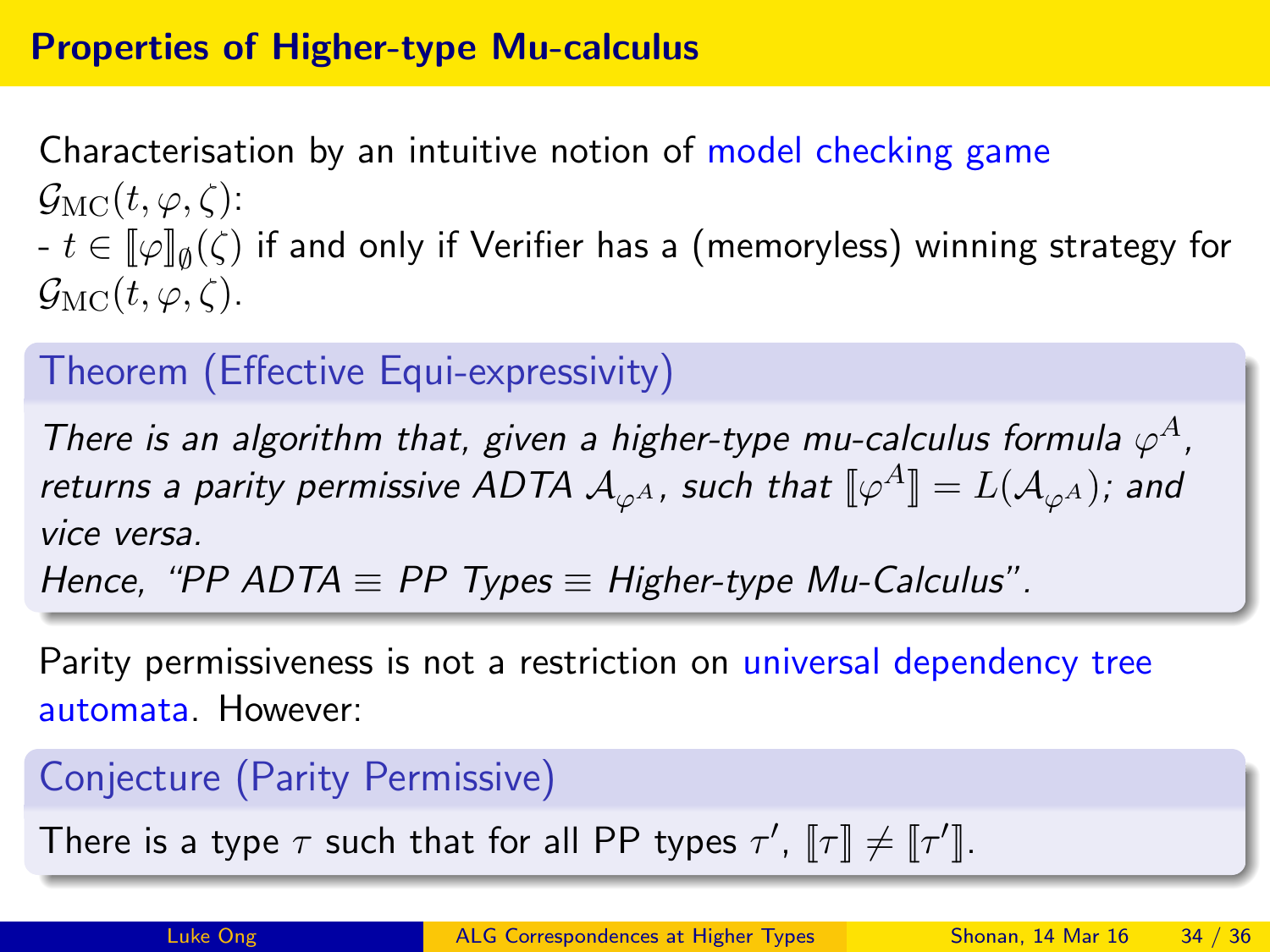## Properties of Higher-type Mu-calculus

Characterisation by an intuitive notion of model checking game $\mathcal{G}_{\mathrm{MC}}(t, \varphi, \zeta)$:
- $t \in [\![\varphi]\!]_{\emptyset}(\zeta)$ if and only if Verifier has a (memoryless) winning strategy for $\mathcal{G}_{\mathrm{MC}}(t, \varphi, \zeta)$.

**Theorem (Effective Equi-expressivity)**

*There is an algorithm that, given a higher-type mu-calculus formula $\varphi^A$, returns a parity permissive ADTA $\mathcal{A}_{\varphi^A}$, such that $[\![\varphi^A]\!] = L(\mathcal{A}_{\varphi^A})$; and vice versa.*
*Hence, "PP ADTA $\equiv$ PP Types $\equiv$ Higher-type Mu-Calculus".*

Parity permissiveness is not a restriction on universal dependency tree automata. However:

**Conjecture (Parity Permissive)**

There is a type $\tau$ such that for all PP types $\tau'$, $[\![\tau]\!] \neq [\![\tau']\!]$.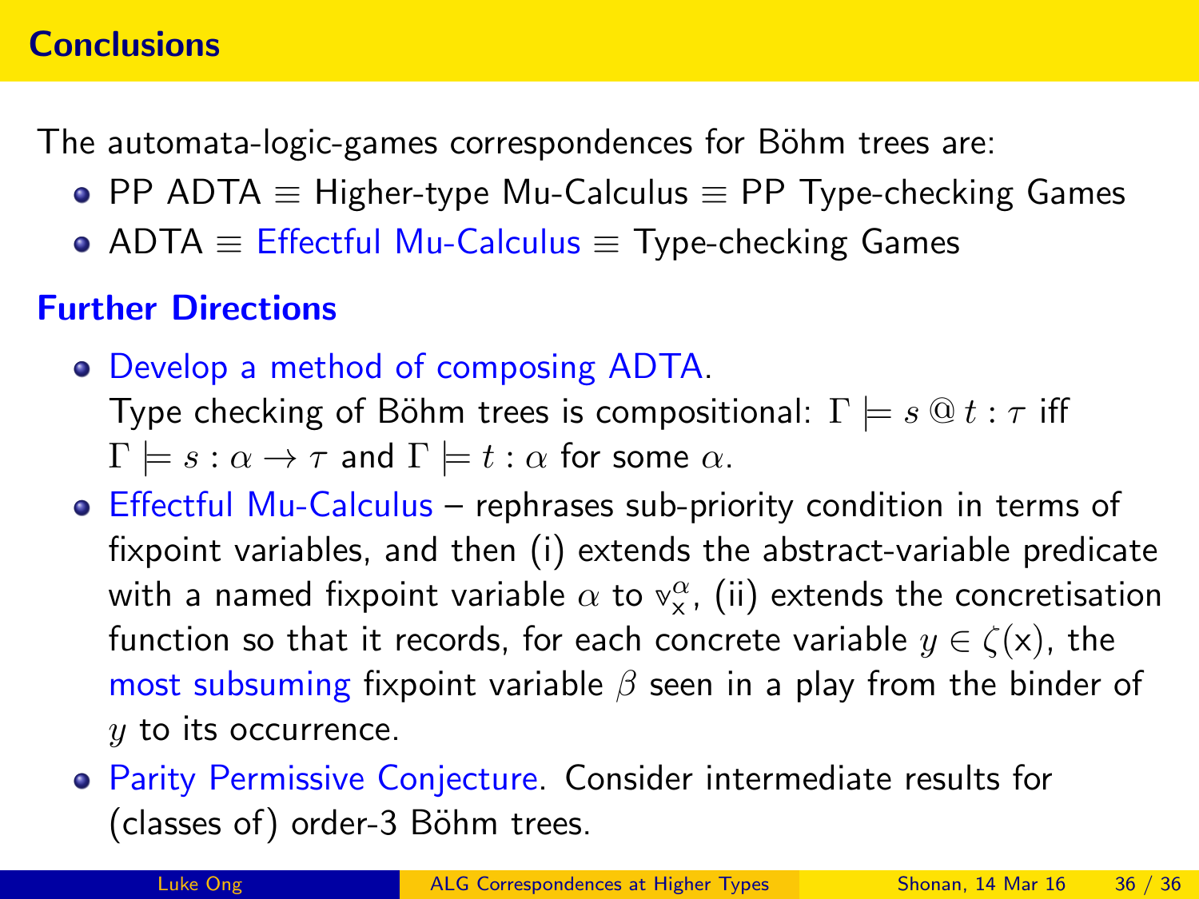## Conclusions

The automata-logic-games correspondences for Böhm trees are:

- PP ADTA $\equiv$ Higher-type Mu-Calculus $\equiv$ PP Type-checking Games
- ADTA $\equiv$ Effectful Mu-Calculus $\equiv$ Type-checking Games

### Further Directions

- Develop a method of composing ADTA.
  Type checking of Böhm trees is compositional: $\Gamma \models s \mathbin{@} t : \tau$ iff $\Gamma \models s : \alpha \to \tau$ and $\Gamma \models t : \alpha$ for some $\alpha$.
- Effectful Mu-Calculus – rephrases sub-priority condition in terms of fixpoint variables, and then (i) extends the abstract-variable predicate with a named fixpoint variable $\alpha$ to $\mathbb{v}^{\alpha}_{\mathsf{x}}$, (ii) extends the concretisation function so that it records, for each concrete variable $y \in \zeta(\mathsf{x})$, the most subsuming fixpoint variable $\beta$ seen in a play from the binder of $y$ to its occurrence.
- Parity Permissive Conjecture. Consider intermediate results for (classes of) order-3 Böhm trees.